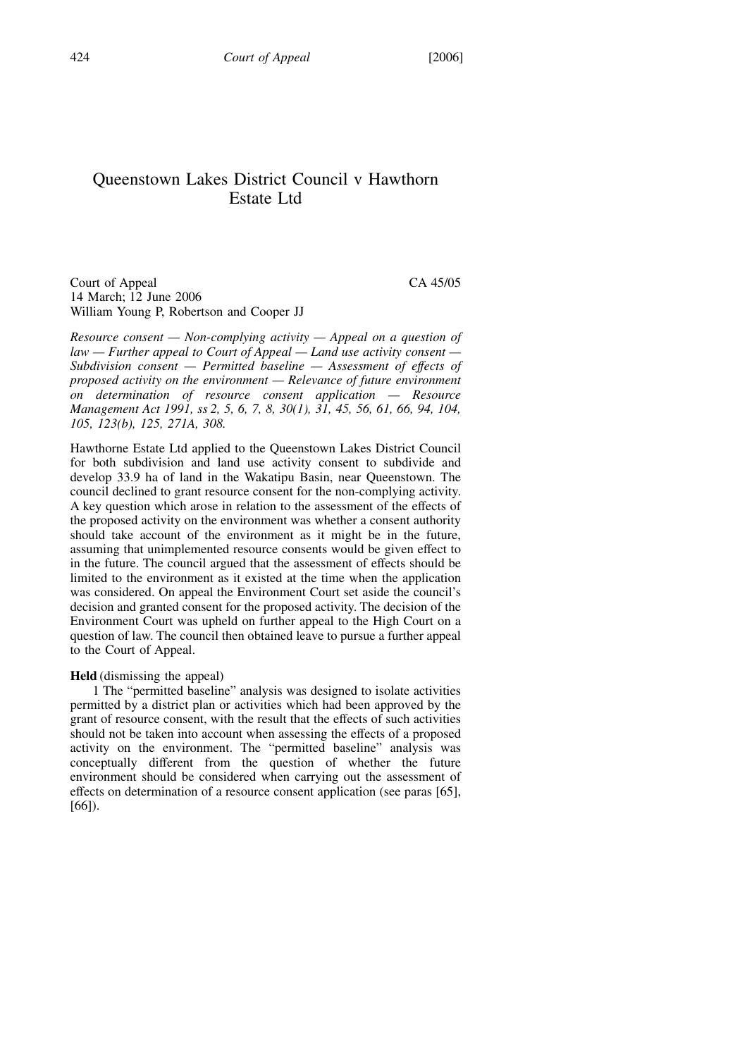# Queenstown Lakes District Council v Hawthorn Estate Ltd

Court of Appeal CA 45/05
14 March; 12 June 2006
William Young P, Robertson and Cooper JJ

*Resource consent — Non-complying activity — Appeal on a question of law — Further appeal to Court of Appeal — Land use activity consent — Subdivision consent — Permitted baseline — Assessment of effects of proposed activity on the environment — Relevance of future environment on determination of resource consent application — Resource Management Act 1991, ss 2, 5, 6, 7, 8, 30(1), 31, 45, 56, 61, 66, 94, 104, 105, 123(b), 125, 271A, 308.*

Hawthorne Estate Ltd applied to the Queenstown Lakes District Council for both subdivision and land use activity consent to subdivide and develop 33.9 ha of land in the Wakatipu Basin, near Queenstown. The council declined to grant resource consent for the non-complying activity. A key question which arose in relation to the assessment of the effects of the proposed activity on the environment was whether a consent authority should take account of the environment as it might be in the future, assuming that unimplemented resource consents would be given effect to in the future. The council argued that the assessment of effects should be limited to the environment as it existed at the time when the application was considered. On appeal the Environment Court set aside the council's decision and granted consent for the proposed activity. The decision of the Environment Court was upheld on further appeal to the High Court on a question of law. The council then obtained leave to pursue a further appeal to the Court of Appeal.

**Held** (dismissing the appeal)

1 The "permitted baseline" analysis was designed to isolate activities permitted by a district plan or activities which had been approved by the grant of resource consent, with the result that the effects of such activities should not be taken into account when assessing the effects of a proposed activity on the environment. The "permitted baseline" analysis was conceptually different from the question of whether the future environment should be considered when carrying out the assessment of effects on determination of a resource consent application (see paras [65], [66]).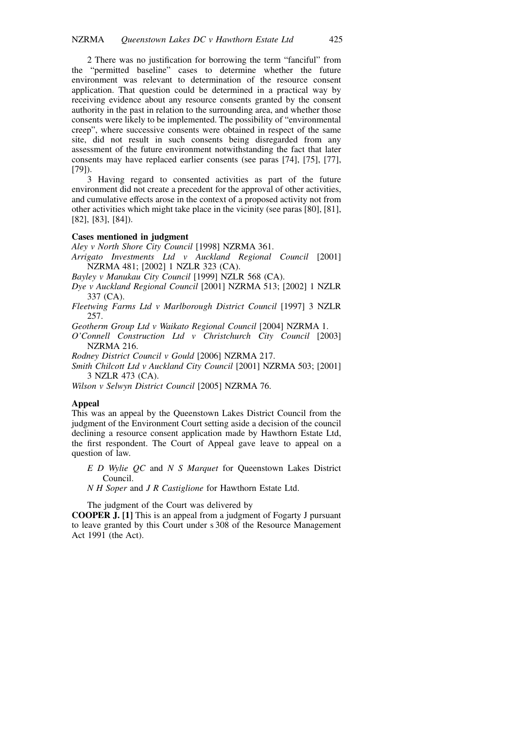2 There was no justification for borrowing the term "fanciful" from the "permitted baseline" cases to determine whether the future environment was relevant to determination of the resource consent application. That question could be determined in a practical way by receiving evidence about any resource consents granted by the consent authority in the past in relation to the surrounding area, and whether those consents were likely to be implemented. The possibility of "environmental creep", where successive consents were obtained in respect of the same site, did not result in such consents being disregarded from any assessment of the future environment notwithstanding the fact that later consents may have replaced earlier consents (see paras [74], [75], [77], [79]).

3 Having regard to consented activities as part of the future environment did not create a precedent for the approval of other activities, and cumulative effects arose in the context of a proposed activity not from other activities which might take place in the vicinity (see paras [80], [81], [82], [83], [84]).

**Cases mentioned in judgment**

*Aley v North Shore City Council* [1998] NZRMA 361.

*Arrigato Investments Ltd v Auckland Regional Council* [2001] NZRMA 481; [2002] 1 NZLR 323 (CA).

*Bayley v Manukau City Council* [1999] NZLR 568 (CA).

*Dye v Auckland Regional Council* [2001] NZRMA 513; [2002] 1 NZLR 337 (CA).

*Fleetwing Farms Ltd v Marlborough District Council* [1997] 3 NZLR 257.

*Geotherm Group Ltd v Waikato Regional Council* [2004] NZRMA 1.

*O'Connell Construction Ltd v Christchurch City Council* [2003] NZRMA 216.

*Rodney District Council v Gould* [2006] NZRMA 217.

*Smith Chilcott Ltd v Auckland City Council* [2001] NZRMA 503; [2001] 3 NZLR 473 (CA).

*Wilson v Selwyn District Council* [2005] NZRMA 76.

**Appeal**

This was an appeal by the Queenstown Lakes District Council from the judgment of the Environment Court setting aside a decision of the council declining a resource consent application made by Hawthorn Estate Ltd, the first respondent. The Court of Appeal gave leave to appeal on a question of law.

*E D Wylie QC* and *N S Marquet* for Queenstown Lakes District Council.

*N H Soper* and *J R Castiglione* for Hawthorn Estate Ltd.

The judgment of the Court was delivered by

**COOPER J. [1]** This is an appeal from a judgment of Fogarty J pursuant to leave granted by this Court under s 308 of the Resource Management Act 1991 (the Act).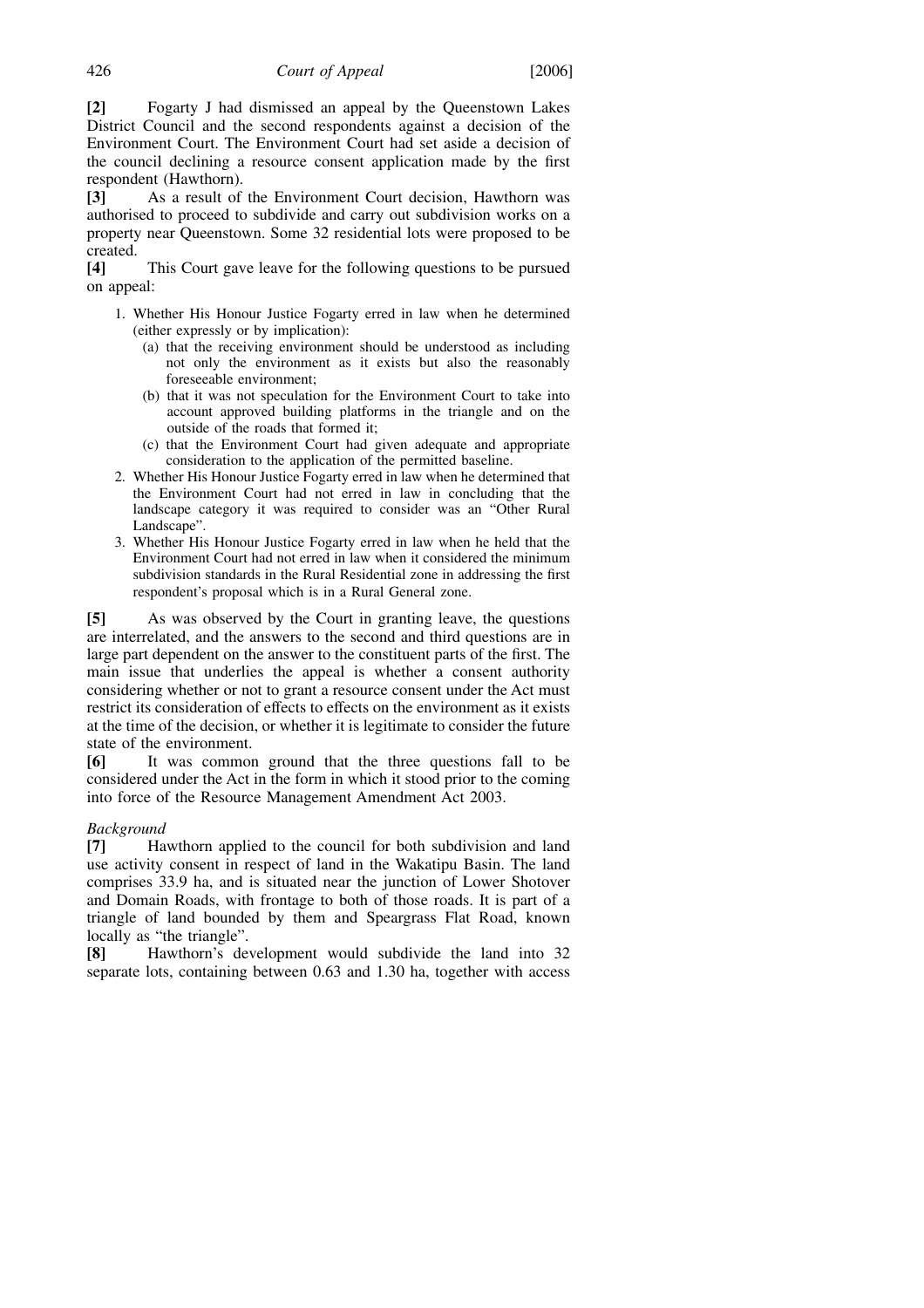**[2]** Fogarty J had dismissed an appeal by the Queenstown Lakes District Council and the second respondents against a decision of the Environment Court. The Environment Court had set aside a decision of the council declining a resource consent application made by the first respondent (Hawthorn).

**[3]** As a result of the Environment Court decision, Hawthorn was authorised to proceed to subdivide and carry out subdivision works on a property near Queenstown. Some 32 residential lots were proposed to be created.

**[4]** This Court gave leave for the following questions to be pursued on appeal:

1. Whether His Honour Justice Fogarty erred in law when he determined (either expressly or by implication):
   - (a) that the receiving environment should be understood as including not only the environment as it exists but also the reasonably foreseeable environment;
   - (b) that it was not speculation for the Environment Court to take into account approved building platforms in the triangle and on the outside of the roads that formed it;
   - (c) that the Environment Court had given adequate and appropriate consideration to the application of the permitted baseline.
2. Whether His Honour Justice Fogarty erred in law when he determined that the Environment Court had not erred in law in concluding that the landscape category it was required to consider was an "Other Rural Landscape".
3. Whether His Honour Justice Fogarty erred in law when he held that the Environment Court had not erred in law when it considered the minimum subdivision standards in the Rural Residential zone in addressing the first respondent's proposal which is in a Rural General zone.

**[5]** As was observed by the Court in granting leave, the questions are interrelated, and the answers to the second and third questions are in large part dependent on the answer to the constituent parts of the first. The main issue that underlies the appeal is whether a consent authority considering whether or not to grant a resource consent under the Act must restrict its consideration of effects to effects on the environment as it exists at the time of the decision, or whether it is legitimate to consider the future state of the environment.

**[6]** It was common ground that the three questions fall to be considered under the Act in the form in which it stood prior to the coming into force of the Resource Management Amendment Act 2003.

*Background*

**[7]** Hawthorn applied to the council for both subdivision and land use activity consent in respect of land in the Wakatipu Basin. The land comprises 33.9 ha, and is situated near the junction of Lower Shotover and Domain Roads, with frontage to both of those roads. It is part of a triangle of land bounded by them and Speargrass Flat Road, known locally as "the triangle".

**[8]** Hawthorn's development would subdivide the land into 32 separate lots, containing between 0.63 and 1.30 ha, together with access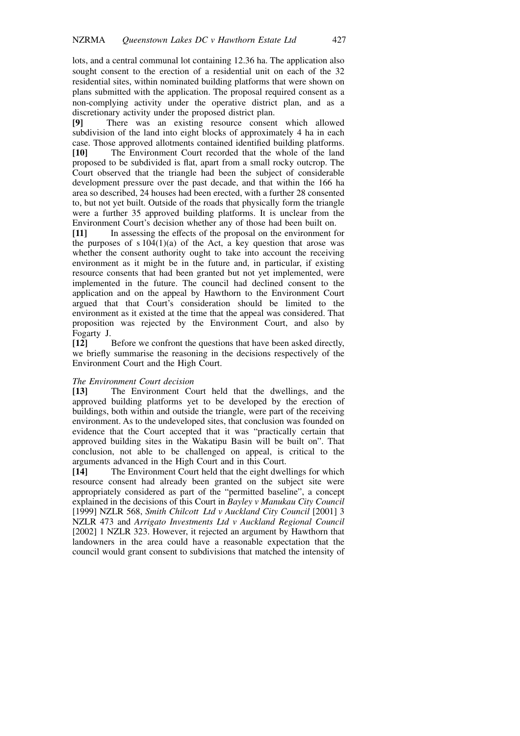lots, and a central communal lot containing 12.36 ha. The application also sought consent to the erection of a residential unit on each of the 32 residential sites, within nominated building platforms that were shown on plans submitted with the application. The proposal required consent as a non-complying activity under the operative district plan, and as a discretionary activity under the proposed district plan.

**[9]** There was an existing resource consent which allowed subdivision of the land into eight blocks of approximately 4 ha in each case. Those approved allotments contained identified building platforms.

**[10]** The Environment Court recorded that the whole of the land proposed to be subdivided is flat, apart from a small rocky outcrop. The Court observed that the triangle had been the subject of considerable development pressure over the past decade, and that within the 166 ha area so described, 24 houses had been erected, with a further 28 consented to, but not yet built. Outside of the roads that physically form the triangle were a further 35 approved building platforms. It is unclear from the Environment Court's decision whether any of those had been built on.

**[11]** In assessing the effects of the proposal on the environment for the purposes of s 104(1)(a) of the Act, a key question that arose was whether the consent authority ought to take into account the receiving environment as it might be in the future and, in particular, if existing resource consents that had been granted but not yet implemented, were implemented in the future. The council had declined consent to the application and on the appeal by Hawthorn to the Environment Court argued that that Court's consideration should be limited to the environment as it existed at the time that the appeal was considered. That proposition was rejected by the Environment Court, and also by Fogarty J.

**[12]** Before we confront the questions that have been asked directly, we briefly summarise the reasoning in the decisions respectively of the Environment Court and the High Court.

*The Environment Court decision*

**[13]** The Environment Court held that the dwellings, and the approved building platforms yet to be developed by the erection of buildings, both within and outside the triangle, were part of the receiving environment. As to the undeveloped sites, that conclusion was founded on evidence that the Court accepted that it was "practically certain that approved building sites in the Wakatipu Basin will be built on". That conclusion, not able to be challenged on appeal, is critical to the arguments advanced in the High Court and in this Court.

**[14]** The Environment Court held that the eight dwellings for which resource consent had already been granted on the subject site were appropriately considered as part of the "permitted baseline", a concept explained in the decisions of this Court in *Bayley v Manukau City Council* [1999] NZLR 568, *Smith Chilcott Ltd v Auckland City Council* [2001] 3 NZLR 473 and *Arrigato Investments Ltd v Auckland Regional Council* [2002] 1 NZLR 323. However, it rejected an argument by Hawthorn that landowners in the area could have a reasonable expectation that the council would grant consent to subdivisions that matched the intensity of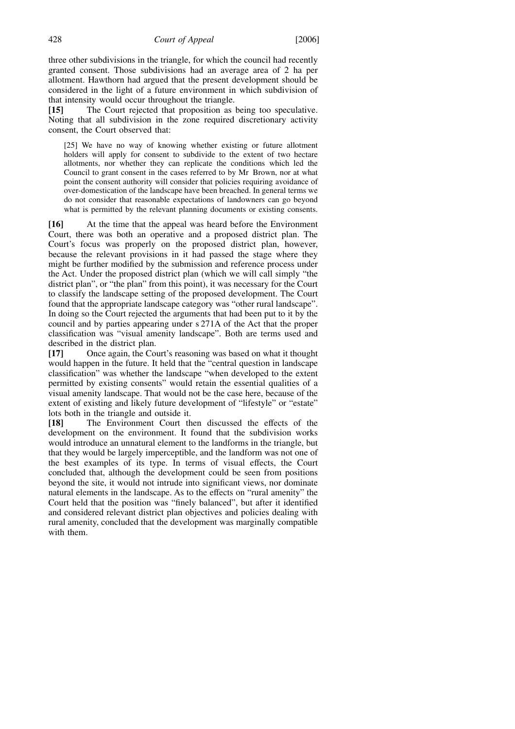three other subdivisions in the triangle, for which the council had recently granted consent. Those subdivisions had an average area of 2 ha per allotment. Hawthorn had argued that the present development should be considered in the light of a future environment in which subdivision of that intensity would occur throughout the triangle.

**[15]** The Court rejected that proposition as being too speculative. Noting that all subdivision in the zone required discretionary activity consent, the Court observed that:

> [25] We have no way of knowing whether existing or future allotment holders will apply for consent to subdivide to the extent of two hectare allotments, nor whether they can replicate the conditions which led the Council to grant consent in the cases referred to by Mr Brown, nor at what point the consent authority will consider that policies requiring avoidance of over-domestication of the landscape have been breached. In general terms we do not consider that reasonable expectations of landowners can go beyond what is permitted by the relevant planning documents or existing consents.

**[16]** At the time that the appeal was heard before the Environment Court, there was both an operative and a proposed district plan. The Court's focus was properly on the proposed district plan, however, because the relevant provisions in it had passed the stage where they might be further modified by the submission and reference process under the Act. Under the proposed district plan (which we will call simply "the district plan", or "the plan" from this point), it was necessary for the Court to classify the landscape setting of the proposed development. The Court found that the appropriate landscape category was "other rural landscape". In doing so the Court rejected the arguments that had been put to it by the council and by parties appearing under s 271A of the Act that the proper classification was "visual amenity landscape". Both are terms used and described in the district plan.

**[17]** Once again, the Court's reasoning was based on what it thought would happen in the future. It held that the "central question in landscape classification" was whether the landscape "when developed to the extent permitted by existing consents" would retain the essential qualities of a visual amenity landscape. That would not be the case here, because of the extent of existing and likely future development of "lifestyle" or "estate" lots both in the triangle and outside it.

**[18]** The Environment Court then discussed the effects of the development on the environment. It found that the subdivision works would introduce an unnatural element to the landforms in the triangle, but that they would be largely imperceptible, and the landform was not one of the best examples of its type. In terms of visual effects, the Court concluded that, although the development could be seen from positions beyond the site, it would not intrude into significant views, nor dominate natural elements in the landscape. As to the effects on "rural amenity" the Court held that the position was "finely balanced", but after it identified and considered relevant district plan objectives and policies dealing with rural amenity, concluded that the development was marginally compatible with them.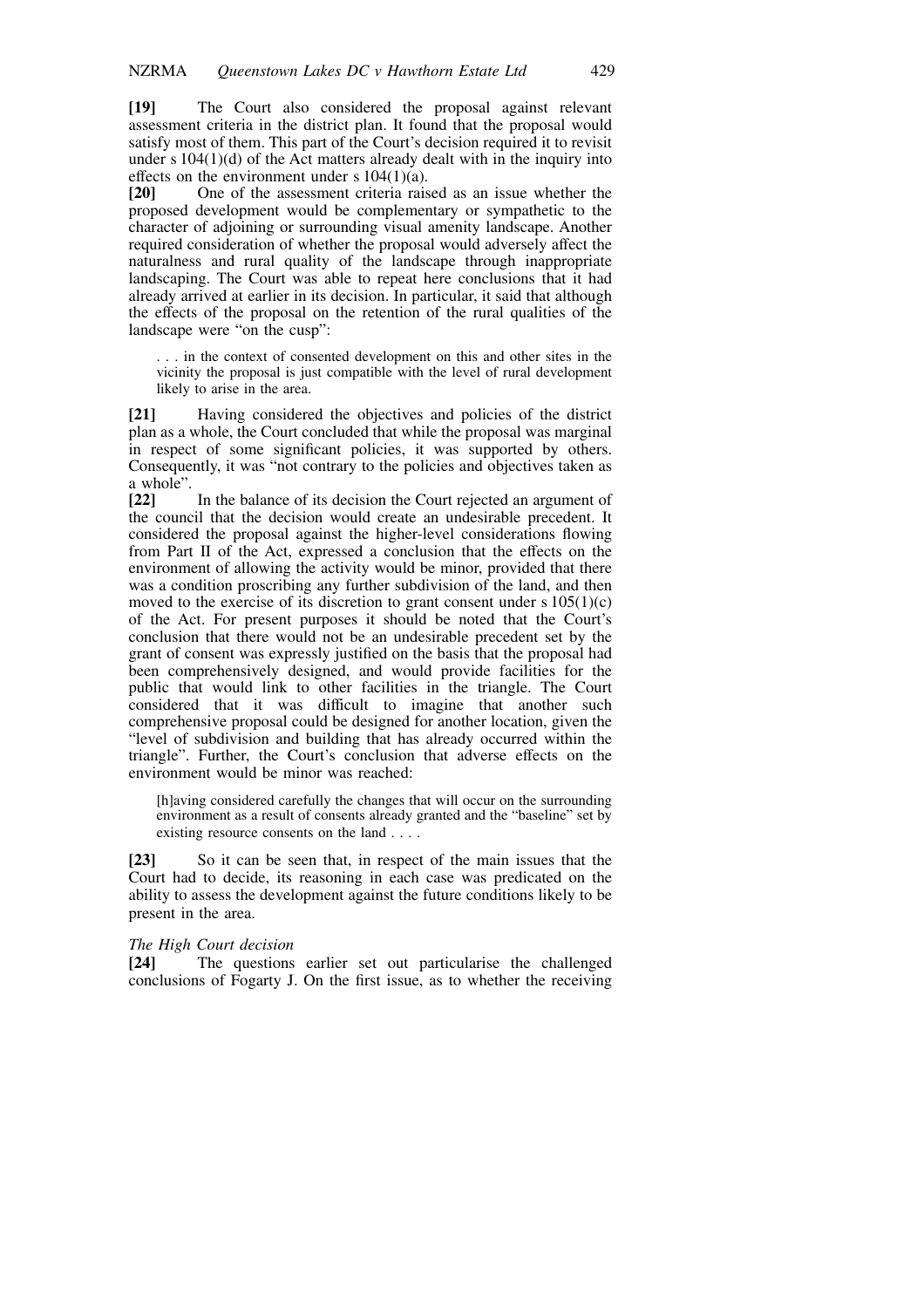**[19]** The Court also considered the proposal against relevant assessment criteria in the district plan. It found that the proposal would satisfy most of them. This part of the Court's decision required it to revisit under s 104(1)(d) of the Act matters already dealt with in the inquiry into effects on the environment under s 104(1)(a).

**[20]** One of the assessment criteria raised as an issue whether the proposed development would be complementary or sympathetic to the character of adjoining or surrounding visual amenity landscape. Another required consideration of whether the proposal would adversely affect the naturalness and rural quality of the landscape through inappropriate landscaping. The Court was able to repeat here conclusions that it had already arrived at earlier in its decision. In particular, it said that although the effects of the proposal on the retention of the rural qualities of the landscape were "on the cusp":

> . . . in the context of consented development on this and other sites in the vicinity the proposal is just compatible with the level of rural development likely to arise in the area.

**[21]** Having considered the objectives and policies of the district plan as a whole, the Court concluded that while the proposal was marginal in respect of some significant policies, it was supported by others. Consequently, it was "not contrary to the policies and objectives taken as a whole".

**[22]** In the balance of its decision the Court rejected an argument of the council that the decision would create an undesirable precedent. It considered the proposal against the higher-level considerations flowing from Part II of the Act, expressed a conclusion that the effects on the environment of allowing the activity would be minor, provided that there was a condition proscribing any further subdivision of the land, and then moved to the exercise of its discretion to grant consent under s 105(1)(c) of the Act. For present purposes it should be noted that the Court's conclusion that there would not be an undesirable precedent set by the grant of consent was expressly justified on the basis that the proposal had been comprehensively designed, and would provide facilities for the public that would link to other facilities in the triangle. The Court considered that it was difficult to imagine that another such comprehensive proposal could be designed for another location, given the "level of subdivision and building that has already occurred within the triangle". Further, the Court's conclusion that adverse effects on the environment would be minor was reached:

> [h]aving considered carefully the changes that will occur on the surrounding environment as a result of consents already granted and the "baseline" set by existing resource consents on the land . . . .

**[23]** So it can be seen that, in respect of the main issues that the Court had to decide, its reasoning in each case was predicated on the ability to assess the development against the future conditions likely to be present in the area.

### *The High Court decision*

**[24]** The questions earlier set out particularise the challenged conclusions of Fogarty J. On the first issue, as to whether the receiving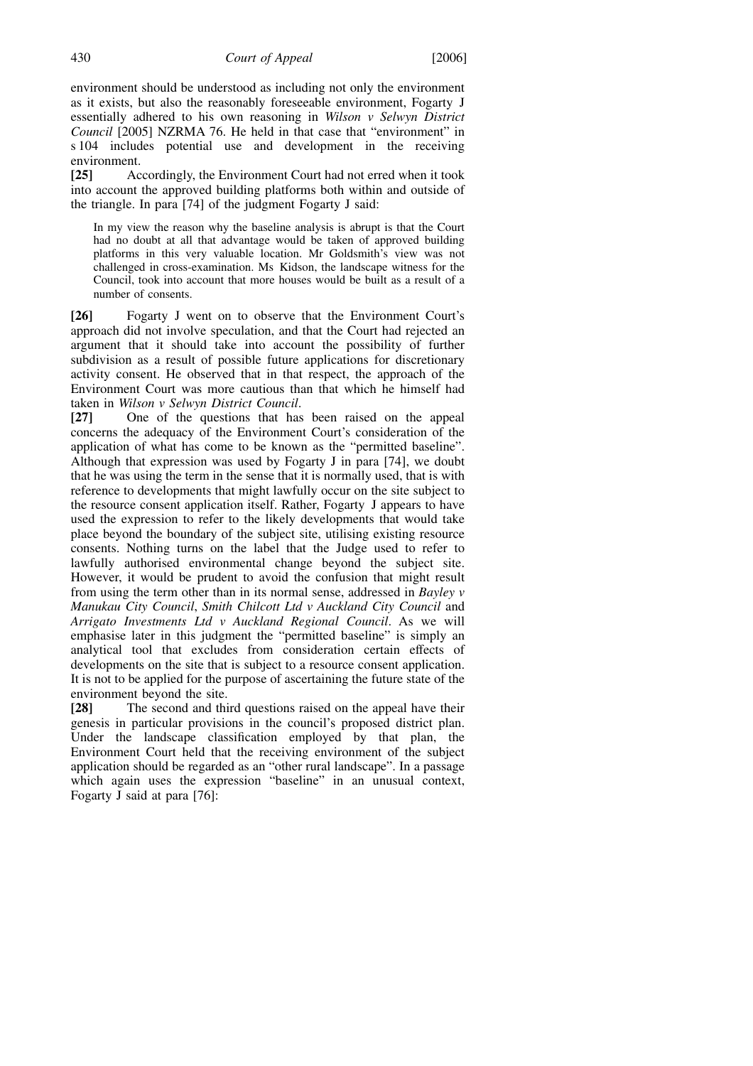environment should be understood as including not only the environment as it exists, but also the reasonably foreseeable environment, Fogarty J essentially adhered to his own reasoning in *Wilson v Selwyn District Council* [2005] NZRMA 76. He held in that case that "environment" in s 104 includes potential use and development in the receiving environment.

**[25]** Accordingly, the Environment Court had not erred when it took into account the approved building platforms both within and outside of the triangle. In para [74] of the judgment Fogarty J said:

> In my view the reason why the baseline analysis is abrupt is that the Court had no doubt at all that advantage would be taken of approved building platforms in this very valuable location. Mr Goldsmith's view was not challenged in cross-examination. Ms Kidson, the landscape witness for the Council, took into account that more houses would be built as a result of a number of consents.

**[26]** Fogarty J went on to observe that the Environment Court's approach did not involve speculation, and that the Court had rejected an argument that it should take into account the possibility of further subdivision as a result of possible future applications for discretionary activity consent. He observed that in that respect, the approach of the Environment Court was more cautious than that which he himself had taken in *Wilson v Selwyn District Council*.

**[27]** One of the questions that has been raised on the appeal concerns the adequacy of the Environment Court's consideration of the application of what has come to be known as the "permitted baseline". Although that expression was used by Fogarty J in para [74], we doubt that he was using the term in the sense that it is normally used, that is with reference to developments that might lawfully occur on the site subject to the resource consent application itself. Rather, Fogarty J appears to have used the expression to refer to the likely developments that would take place beyond the boundary of the subject site, utilising existing resource consents. Nothing turns on the label that the Judge used to refer to lawfully authorised environmental change beyond the subject site. However, it would be prudent to avoid the confusion that might result from using the term other than in its normal sense, addressed in *Bayley v Manukau City Council*, *Smith Chilcott Ltd v Auckland City Council* and *Arrigato Investments Ltd v Auckland Regional Council*. As we will emphasise later in this judgment the "permitted baseline" is simply an analytical tool that excludes from consideration certain effects of developments on the site that is subject to a resource consent application. It is not to be applied for the purpose of ascertaining the future state of the environment beyond the site.

**[28]** The second and third questions raised on the appeal have their genesis in particular provisions in the council's proposed district plan. Under the landscape classification employed by that plan, the Environment Court held that the receiving environment of the subject application should be regarded as an "other rural landscape". In a passage which again uses the expression "baseline" in an unusual context, Fogarty J said at para [76]: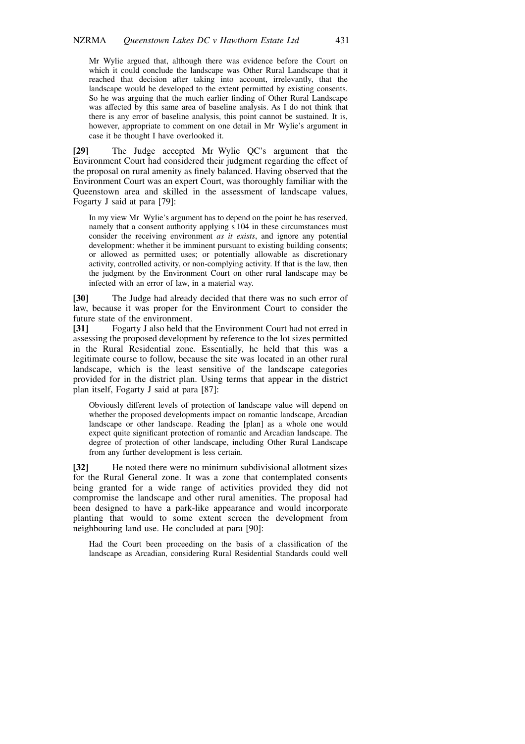> Mr Wylie argued that, although there was evidence before the Court on which it could conclude the landscape was Other Rural Landscape that it reached that decision after taking into account, irrelevantly, that the landscape would be developed to the extent permitted by existing consents. So he was arguing that the much earlier finding of Other Rural Landscape was affected by this same area of baseline analysis. As I do not think that there is any error of baseline analysis, this point cannot be sustained. It is, however, appropriate to comment on one detail in Mr Wylie's argument in case it be thought I have overlooked it.

**[29]** The Judge accepted Mr Wylie QC's argument that the Environment Court had considered their judgment regarding the effect of the proposal on rural amenity as finely balanced. Having observed that the Environment Court was an expert Court, was thoroughly familiar with the Queenstown area and skilled in the assessment of landscape values, Fogarty J said at para [79]:

> In my view Mr Wylie's argument has to depend on the point he has reserved, namely that a consent authority applying s 104 in these circumstances must consider the receiving environment *as it exists*, and ignore any potential development: whether it be imminent pursuant to existing building consents; or allowed as permitted uses; or potentially allowable as discretionary activity, controlled activity, or non-complying activity. If that is the law, then the judgment by the Environment Court on other rural landscape may be infected with an error of law, in a material way.

**[30]** The Judge had already decided that there was no such error of law, because it was proper for the Environment Court to consider the future state of the environment.

**[31]** Fogarty J also held that the Environment Court had not erred in assessing the proposed development by reference to the lot sizes permitted in the Rural Residential zone. Essentially, he held that this was a legitimate course to follow, because the site was located in an other rural landscape, which is the least sensitive of the landscape categories provided for in the district plan. Using terms that appear in the district plan itself, Fogarty J said at para [87]:

> Obviously different levels of protection of landscape value will depend on whether the proposed developments impact on romantic landscape, Arcadian landscape or other landscape. Reading the [plan] as a whole one would expect quite significant protection of romantic and Arcadian landscape. The degree of protection of other landscape, including Other Rural Landscape from any further development is less certain.

**[32]** He noted there were no minimum subdivisional allotment sizes for the Rural General zone. It was a zone that contemplated consents being granted for a wide range of activities provided they did not compromise the landscape and other rural amenities. The proposal had been designed to have a park-like appearance and would incorporate planting that would to some extent screen the development from neighbouring land use. He concluded at para [90]:

> Had the Court been proceeding on the basis of a classification of the landscape as Arcadian, considering Rural Residential Standards could well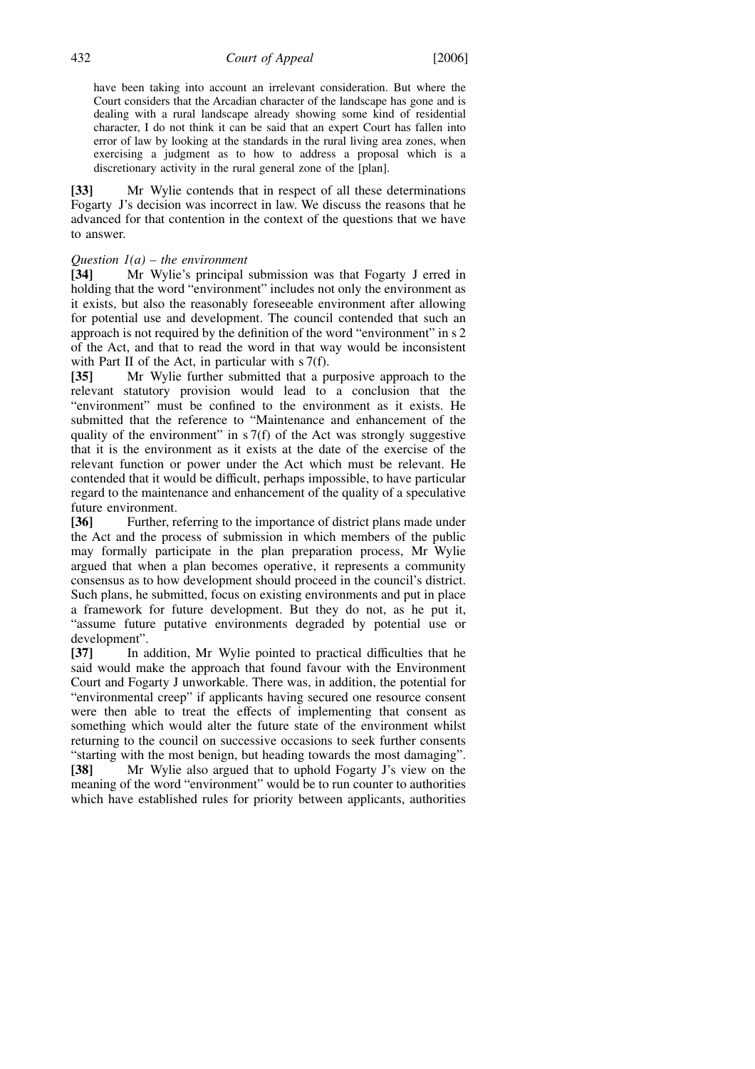> have been taking into account an irrelevant consideration. But where the Court considers that the Arcadian character of the landscape has gone and is dealing with a rural landscape already showing some kind of residential character, I do not think it can be said that an expert Court has fallen into error of law by looking at the standards in the rural living area zones, when exercising a judgment as to how to address a proposal which is a discretionary activity in the rural general zone of the [plan].

**[33]** Mr Wylie contends that in respect of all these determinations Fogarty J's decision was incorrect in law. We discuss the reasons that he advanced for that contention in the context of the questions that we have to answer.

*Question 1(a) – the environment*

**[34]** Mr Wylie's principal submission was that Fogarty J erred in holding that the word "environment" includes not only the environment as it exists, but also the reasonably foreseeable environment after allowing for potential use and development. The council contended that such an approach is not required by the definition of the word "environment" in s 2 of the Act, and that to read the word in that way would be inconsistent with Part II of the Act, in particular with s 7(f).

**[35]** Mr Wylie further submitted that a purposive approach to the relevant statutory provision would lead to a conclusion that the "environment" must be confined to the environment as it exists. He submitted that the reference to "Maintenance and enhancement of the quality of the environment" in s 7(f) of the Act was strongly suggestive that it is the environment as it exists at the date of the exercise of the relevant function or power under the Act which must be relevant. He contended that it would be difficult, perhaps impossible, to have particular regard to the maintenance and enhancement of the quality of a speculative future environment.

**[36]** Further, referring to the importance of district plans made under the Act and the process of submission in which members of the public may formally participate in the plan preparation process, Mr Wylie argued that when a plan becomes operative, it represents a community consensus as to how development should proceed in the council's district. Such plans, he submitted, focus on existing environments and put in place a framework for future development. But they do not, as he put it, "assume future putative environments degraded by potential use or development".

**[37]** In addition, Mr Wylie pointed to practical difficulties that he said would make the approach that found favour with the Environment Court and Fogarty J unworkable. There was, in addition, the potential for "environmental creep" if applicants having secured one resource consent were then able to treat the effects of implementing that consent as something which would alter the future state of the environment whilst returning to the council on successive occasions to seek further consents "starting with the most benign, but heading towards the most damaging".

**[38]** Mr Wylie also argued that to uphold Fogarty J's view on the meaning of the word "environment" would be to run counter to authorities which have established rules for priority between applicants, authorities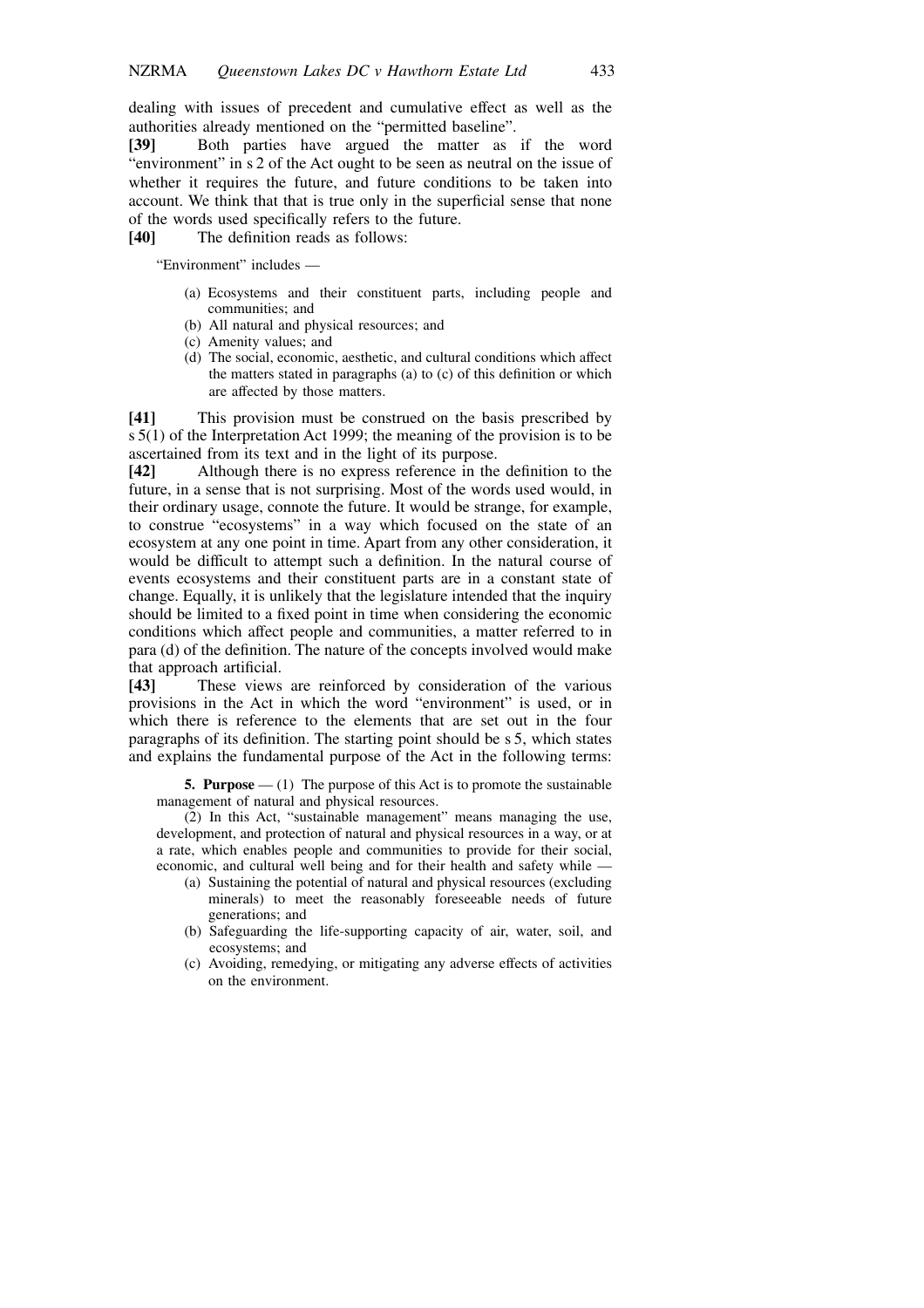dealing with issues of precedent and cumulative effect as well as the authorities already mentioned on the "permitted baseline".

**[39]** Both parties have argued the matter as if the word "environment" in s 2 of the Act ought to be seen as neutral on the issue of whether it requires the future, and future conditions to be taken into account. We think that that is true only in the superficial sense that none of the words used specifically refers to the future.

**[40]** The definition reads as follows:

> "Environment" includes —
>
> (a) Ecosystems and their constituent parts, including people and communities; and
> (b) All natural and physical resources; and
> (c) Amenity values; and
> (d) The social, economic, aesthetic, and cultural conditions which affect the matters stated in paragraphs (a) to (c) of this definition or which are affected by those matters.

**[41]** This provision must be construed on the basis prescribed by s 5(1) of the Interpretation Act 1999; the meaning of the provision is to be ascertained from its text and in the light of its purpose.

**[42]** Although there is no express reference in the definition to the future, in a sense that is not surprising. Most of the words used would, in their ordinary usage, connote the future. It would be strange, for example, to construe "ecosystems" in a way which focused on the state of an ecosystem at any one point in time. Apart from any other consideration, it would be difficult to attempt such a definition. In the natural course of events ecosystems and their constituent parts are in a constant state of change. Equally, it is unlikely that the legislature intended that the inquiry should be limited to a fixed point in time when considering the economic conditions which affect people and communities, a matter referred to in para (d) of the definition. The nature of the concepts involved would make that approach artificial.

**[43]** These views are reinforced by consideration of the various provisions in the Act in which the word "environment" is used, or in which there is reference to the elements that are set out in the four paragraphs of its definition. The starting point should be s 5, which states and explains the fundamental purpose of the Act in the following terms:

> **5. Purpose** — (1) The purpose of this Act is to promote the sustainable management of natural and physical resources.
>
> (2) In this Act, "sustainable management" means managing the use, development, and protection of natural and physical resources in a way, or at a rate, which enables people and communities to provide for their social, economic, and cultural well being and for their health and safety while —
>
> (a) Sustaining the potential of natural and physical resources (excluding minerals) to meet the reasonably foreseeable needs of future generations; and
> (b) Safeguarding the life-supporting capacity of air, water, soil, and ecosystems; and
> (c) Avoiding, remedying, or mitigating any adverse effects of activities on the environment.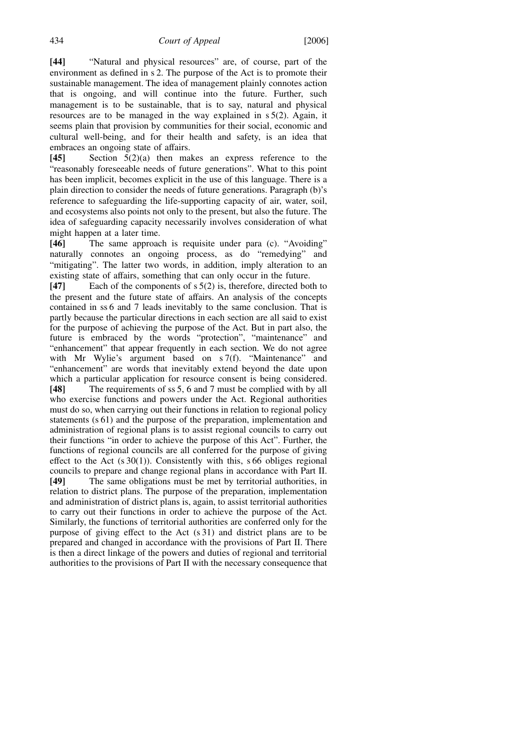**[44]** "Natural and physical resources" are, of course, part of the environment as defined in s 2. The purpose of the Act is to promote their sustainable management. The idea of management plainly connotes action that is ongoing, and will continue into the future. Further, such management is to be sustainable, that is to say, natural and physical resources are to be managed in the way explained in s 5(2). Again, it seems plain that provision by communities for their social, economic and cultural well-being, and for their health and safety, is an idea that embraces an ongoing state of affairs.

**[45]** Section 5(2)(a) then makes an express reference to the "reasonably foreseeable needs of future generations". What to this point has been implicit, becomes explicit in the use of this language. There is a plain direction to consider the needs of future generations. Paragraph (b)'s reference to safeguarding the life-supporting capacity of air, water, soil, and ecosystems also points not only to the present, but also the future. The idea of safeguarding capacity necessarily involves consideration of what might happen at a later time.

**[46]** The same approach is requisite under para (c). "Avoiding" naturally connotes an ongoing process, as do "remedying" and "mitigating". The latter two words, in addition, imply alteration to an existing state of affairs, something that can only occur in the future.

**[47]** Each of the components of s 5(2) is, therefore, directed both to the present and the future state of affairs. An analysis of the concepts contained in ss 6 and 7 leads inevitably to the same conclusion. That is partly because the particular directions in each section are all said to exist for the purpose of achieving the purpose of the Act. But in part also, the future is embraced by the words "protection", "maintenance" and "enhancement" that appear frequently in each section. We do not agree with Mr Wylie's argument based on s 7(f). "Maintenance" and "enhancement" are words that inevitably extend beyond the date upon which a particular application for resource consent is being considered.

**[48]** The requirements of ss 5, 6 and 7 must be complied with by all who exercise functions and powers under the Act. Regional authorities must do so, when carrying out their functions in relation to regional policy statements (s 61) and the purpose of the preparation, implementation and administration of regional plans is to assist regional councils to carry out their functions "in order to achieve the purpose of this Act". Further, the functions of regional councils are all conferred for the purpose of giving effect to the Act (s 30(1)). Consistently with this, s 66 obliges regional councils to prepare and change regional plans in accordance with Part II.

**[49]** The same obligations must be met by territorial authorities, in relation to district plans. The purpose of the preparation, implementation and administration of district plans is, again, to assist territorial authorities to carry out their functions in order to achieve the purpose of the Act. Similarly, the functions of territorial authorities are conferred only for the purpose of giving effect to the Act (s 31) and district plans are to be prepared and changed in accordance with the provisions of Part II. There is then a direct linkage of the powers and duties of regional and territorial authorities to the provisions of Part II with the necessary consequence that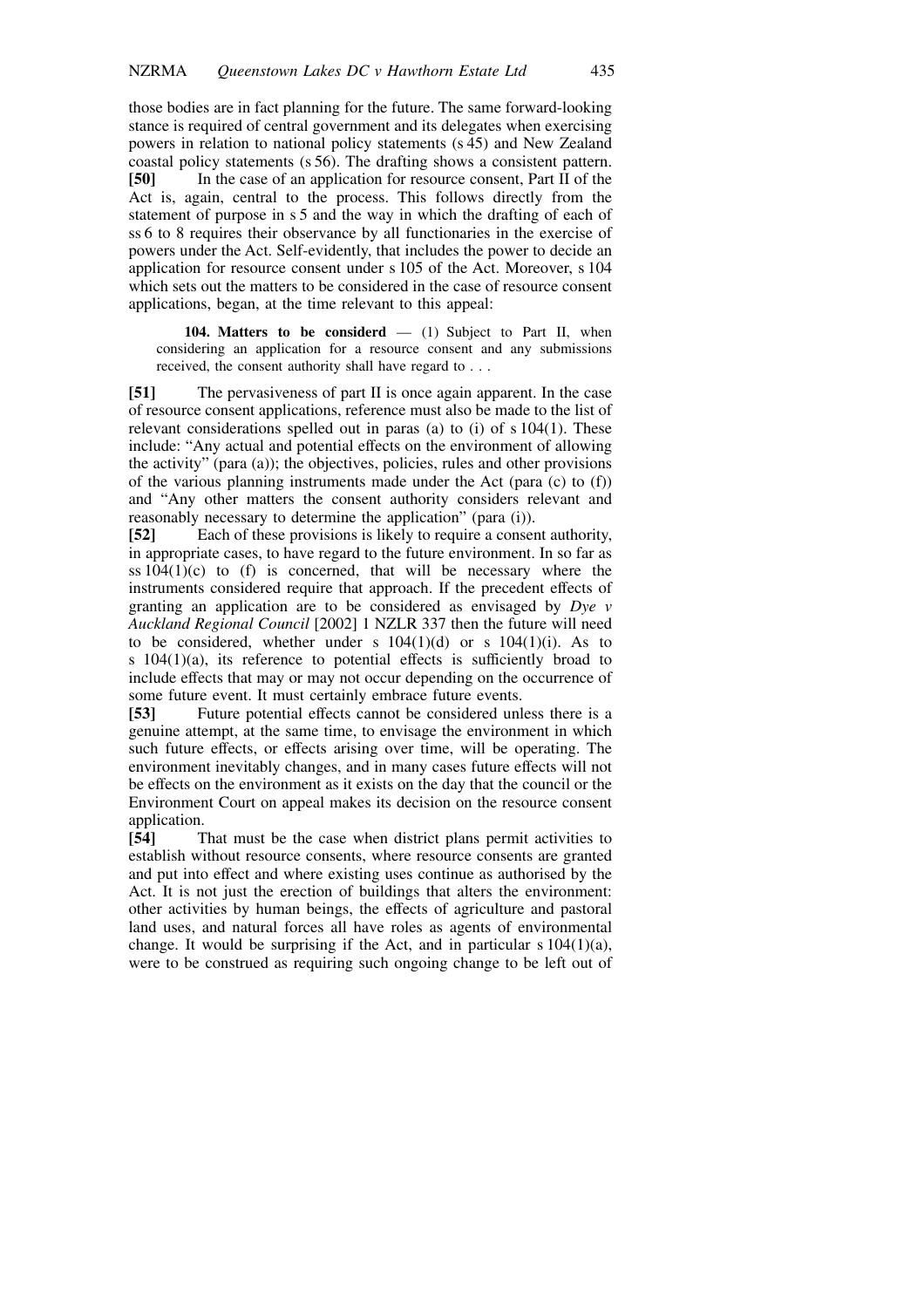those bodies are in fact planning for the future. The same forward-looking stance is required of central government and its delegates when exercising powers in relation to national policy statements (s 45) and New Zealand coastal policy statements (s 56). The drafting shows a consistent pattern.

**[50]** In the case of an application for resource consent, Part II of the Act is, again, central to the process. This follows directly from the statement of purpose in s 5 and the way in which the drafting of each of ss 6 to 8 requires their observance by all functionaries in the exercise of powers under the Act. Self-evidently, that includes the power to decide an application for resource consent under s 105 of the Act. Moreover, s 104 which sets out the matters to be considered in the case of resource consent applications, began, at the time relevant to this appeal:

> **104. Matters to be considerd** — (1) Subject to Part II, when considering an application for a resource consent and any submissions received, the consent authority shall have regard to . . .

**[51]** The pervasiveness of part II is once again apparent. In the case of resource consent applications, reference must also be made to the list of relevant considerations spelled out in paras (a) to (i) of s 104(1). These include: "Any actual and potential effects on the environment of allowing the activity" (para (a)); the objectives, policies, rules and other provisions of the various planning instruments made under the Act (para (c) to (f)) and "Any other matters the consent authority considers relevant and reasonably necessary to determine the application" (para (i)).

**[52]** Each of these provisions is likely to require a consent authority, in appropriate cases, to have regard to the future environment. In so far as ss 104(1)(c) to (f) is concerned, that will be necessary where the instruments considered require that approach. If the precedent effects of granting an application are to be considered as envisaged by *Dye v Auckland Regional Council* [2002] 1 NZLR 337 then the future will need to be considered, whether under s 104(1)(d) or s 104(1)(i). As to s 104(1)(a), its reference to potential effects is sufficiently broad to include effects that may or may not occur depending on the occurrence of some future event. It must certainly embrace future events.

**[53]** Future potential effects cannot be considered unless there is a genuine attempt, at the same time, to envisage the environment in which such future effects, or effects arising over time, will be operating. The environment inevitably changes, and in many cases future effects will not be effects on the environment as it exists on the day that the council or the Environment Court on appeal makes its decision on the resource consent application.

**[54]** That must be the case when district plans permit activities to establish without resource consents, where resource consents are granted and put into effect and where existing uses continue as authorised by the Act. It is not just the erection of buildings that alters the environment: other activities by human beings, the effects of agriculture and pastoral land uses, and natural forces all have roles as agents of environmental change. It would be surprising if the Act, and in particular s 104(1)(a), were to be construed as requiring such ongoing change to be left out of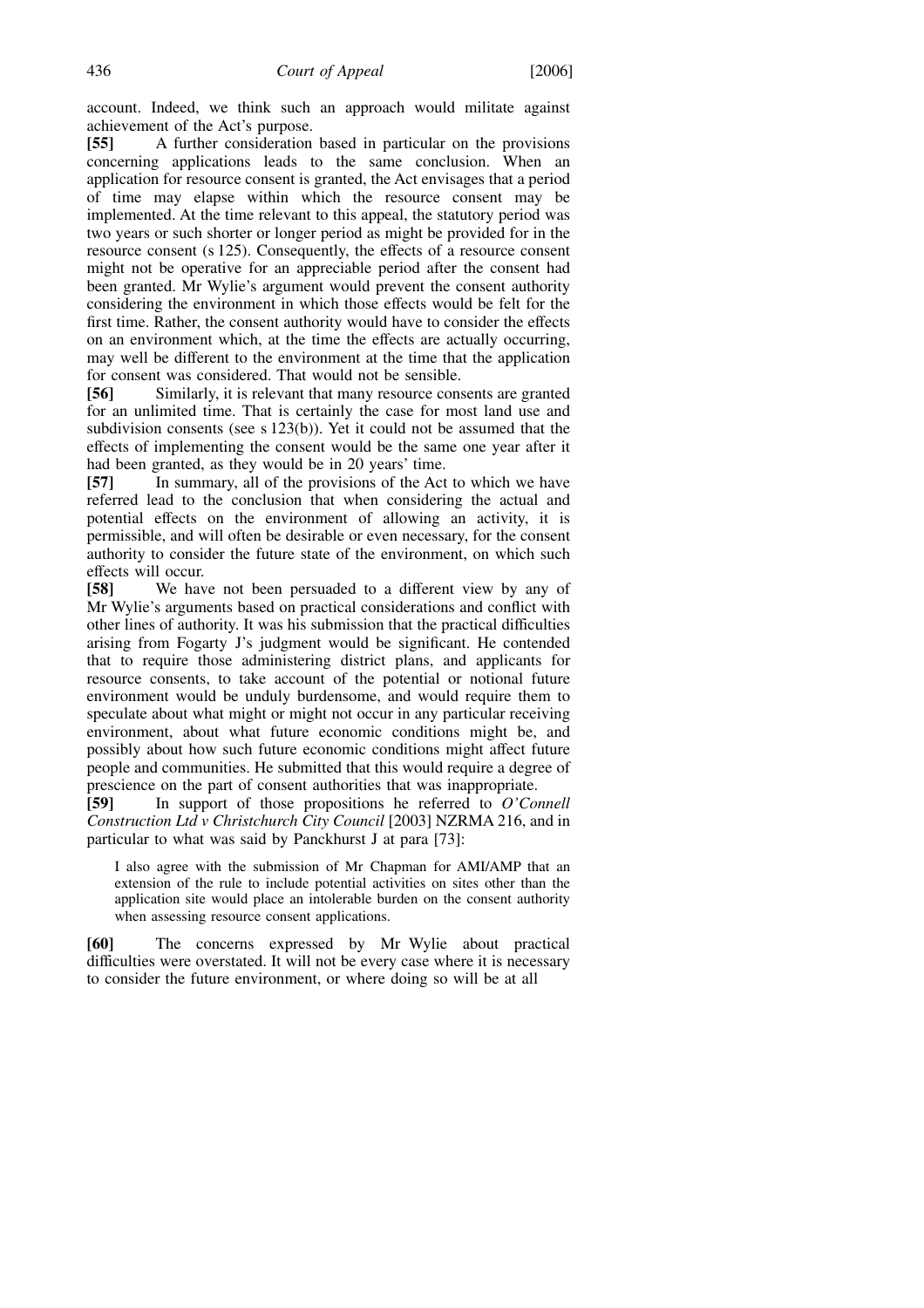account. Indeed, we think such an approach would militate against achievement of the Act's purpose.

**[55]** A further consideration based in particular on the provisions concerning applications leads to the same conclusion. When an application for resource consent is granted, the Act envisages that a period of time may elapse within which the resource consent may be implemented. At the time relevant to this appeal, the statutory period was two years or such shorter or longer period as might be provided for in the resource consent (s 125). Consequently, the effects of a resource consent might not be operative for an appreciable period after the consent had been granted. Mr Wylie's argument would prevent the consent authority considering the environment in which those effects would be felt for the first time. Rather, the consent authority would have to consider the effects on an environment which, at the time the effects are actually occurring, may well be different to the environment at the time that the application for consent was considered. That would not be sensible.

**[56]** Similarly, it is relevant that many resource consents are granted for an unlimited time. That is certainly the case for most land use and subdivision consents (see s 123(b)). Yet it could not be assumed that the effects of implementing the consent would be the same one year after it had been granted, as they would be in 20 years' time.

**[57]** In summary, all of the provisions of the Act to which we have referred lead to the conclusion that when considering the actual and potential effects on the environment of allowing an activity, it is permissible, and will often be desirable or even necessary, for the consent authority to consider the future state of the environment, on which such effects will occur.

**[58]** We have not been persuaded to a different view by any of Mr Wylie's arguments based on practical considerations and conflict with other lines of authority. It was his submission that the practical difficulties arising from Fogarty J's judgment would be significant. He contended that to require those administering district plans, and applicants for resource consents, to take account of the potential or notional future environment would be unduly burdensome, and would require them to speculate about what might or might not occur in any particular receiving environment, about what future economic conditions might be, and possibly about how such future economic conditions might affect future people and communities. He submitted that this would require a degree of prescience on the part of consent authorities that was inappropriate.

**[59]** In support of those propositions he referred to *O'Connell Construction Ltd v Christchurch City Council* [2003] NZRMA 216, and in particular to what was said by Panckhurst J at para [73]:

> I also agree with the submission of Mr Chapman for AMI/AMP that an extension of the rule to include potential activities on sites other than the application site would place an intolerable burden on the consent authority when assessing resource consent applications.

**[60]** The concerns expressed by Mr Wylie about practical difficulties were overstated. It will not be every case where it is necessary to consider the future environment, or where doing so will be at all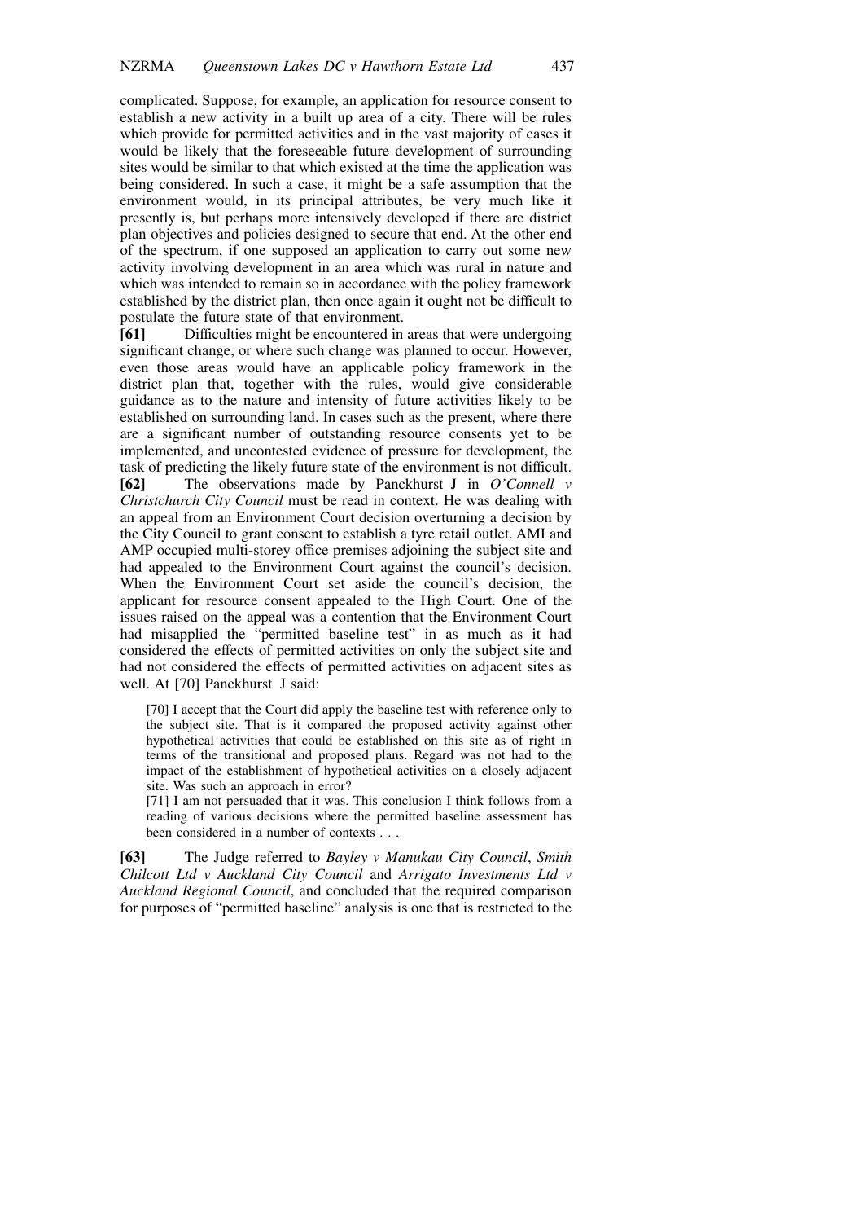complicated. Suppose, for example, an application for resource consent to establish a new activity in a built up area of a city. There will be rules which provide for permitted activities and in the vast majority of cases it would be likely that the foreseeable future development of surrounding sites would be similar to that which existed at the time the application was being considered. In such a case, it might be a safe assumption that the environment would, in its principal attributes, be very much like it presently is, but perhaps more intensively developed if there are district plan objectives and policies designed to secure that end. At the other end of the spectrum, if one supposed an application to carry out some new activity involving development in an area which was rural in nature and which was intended to remain so in accordance with the policy framework established by the district plan, then once again it ought not be difficult to postulate the future state of that environment.

**[61]** Difficulties might be encountered in areas that were undergoing significant change, or where such change was planned to occur. However, even those areas would have an applicable policy framework in the district plan that, together with the rules, would give considerable guidance as to the nature and intensity of future activities likely to be established on surrounding land. In cases such as the present, where there are a significant number of outstanding resource consents yet to be implemented, and uncontested evidence of pressure for development, the task of predicting the likely future state of the environment is not difficult.

**[62]** The observations made by Panckhurst J in *O'Connell v Christchurch City Council* must be read in context. He was dealing with an appeal from an Environment Court decision overturning a decision by the City Council to grant consent to establish a tyre retail outlet. AMI and AMP occupied multi-storey office premises adjoining the subject site and had appealed to the Environment Court against the council's decision. When the Environment Court set aside the council's decision, the applicant for resource consent appealed to the High Court. One of the issues raised on the appeal was a contention that the Environment Court had misapplied the "permitted baseline test" in as much as it had considered the effects of permitted activities on only the subject site and had not considered the effects of permitted activities on adjacent sites as well. At [70] Panckhurst J said:

> [70] I accept that the Court did apply the baseline test with reference only to the subject site. That is it compared the proposed activity against other hypothetical activities that could be established on this site as of right in terms of the transitional and proposed plans. Regard was not had to the impact of the establishment of hypothetical activities on a closely adjacent site. Was such an approach in error?
>
> [71] I am not persuaded that it was. This conclusion I think follows from a reading of various decisions where the permitted baseline assessment has been considered in a number of contexts . . .

**[63]** The Judge referred to *Bayley v Manukau City Council*, *Smith Chilcott Ltd v Auckland City Council* and *Arrigato Investments Ltd v Auckland Regional Council*, and concluded that the required comparison for purposes of "permitted baseline" analysis is one that is restricted to the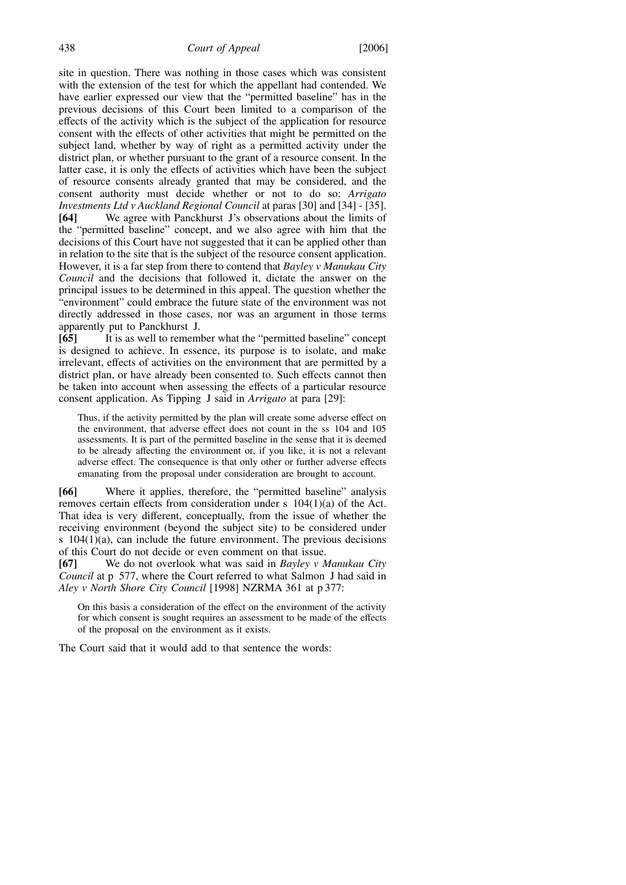site in question. There was nothing in those cases which was consistent with the extension of the test for which the appellant had contended. We have earlier expressed our view that the "permitted baseline" has in the previous decisions of this Court been limited to a comparison of the effects of the activity which is the subject of the application for resource consent with the effects of other activities that might be permitted on the subject land, whether by way of right as a permitted activity under the district plan, or whether pursuant to the grant of a resource consent. In the latter case, it is only the effects of activities which have been the subject of resource consents already granted that may be considered, and the consent authority must decide whether or not to do so: *Arrigato Investments Ltd v Auckland Regional Council* at paras [30] and [34] - [35].

**[64]** We agree with Panckhurst J's observations about the limits of the "permitted baseline" concept, and we also agree with him that the decisions of this Court have not suggested that it can be applied other than in relation to the site that is the subject of the resource consent application. However, it is a far step from there to contend that *Bayley v Manukau City Council* and the decisions that followed it, dictate the answer on the principal issues to be determined in this appeal. The question whether the "environment" could embrace the future state of the environment was not directly addressed in those cases, nor was an argument in those terms apparently put to Panckhurst J.

**[65]** It is as well to remember what the "permitted baseline" concept is designed to achieve. In essence, its purpose is to isolate, and make irrelevant, effects of activities on the environment that are permitted by a district plan, or have already been consented to. Such effects cannot then be taken into account when assessing the effects of a particular resource consent application. As Tipping J said in *Arrigato* at para [29]:

> Thus, if the activity permitted by the plan will create some adverse effect on the environment, that adverse effect does not count in the ss 104 and 105 assessments. It is part of the permitted baseline in the sense that it is deemed to be already affecting the environment or, if you like, it is not a relevant adverse effect. The consequence is that only other or further adverse effects emanating from the proposal under consideration are brought to account.

**[66]** Where it applies, therefore, the "permitted baseline" analysis removes certain effects from consideration under s 104(1)(a) of the Act. That idea is very different, conceptually, from the issue of whether the receiving environment (beyond the subject site) to be considered under s 104(1)(a), can include the future environment. The previous decisions of this Court do not decide or even comment on that issue.

**[67]** We do not overlook what was said in *Bayley v Manukau City Council* at p 577, where the Court referred to what Salmon J had said in *Aley v North Shore City Council* [1998] NZRMA 361 at p 377:

> On this basis a consideration of the effect on the environment of the activity for which consent is sought requires an assessment to be made of the effects of the proposal on the environment as it exists.

The Court said that it would add to that sentence the words: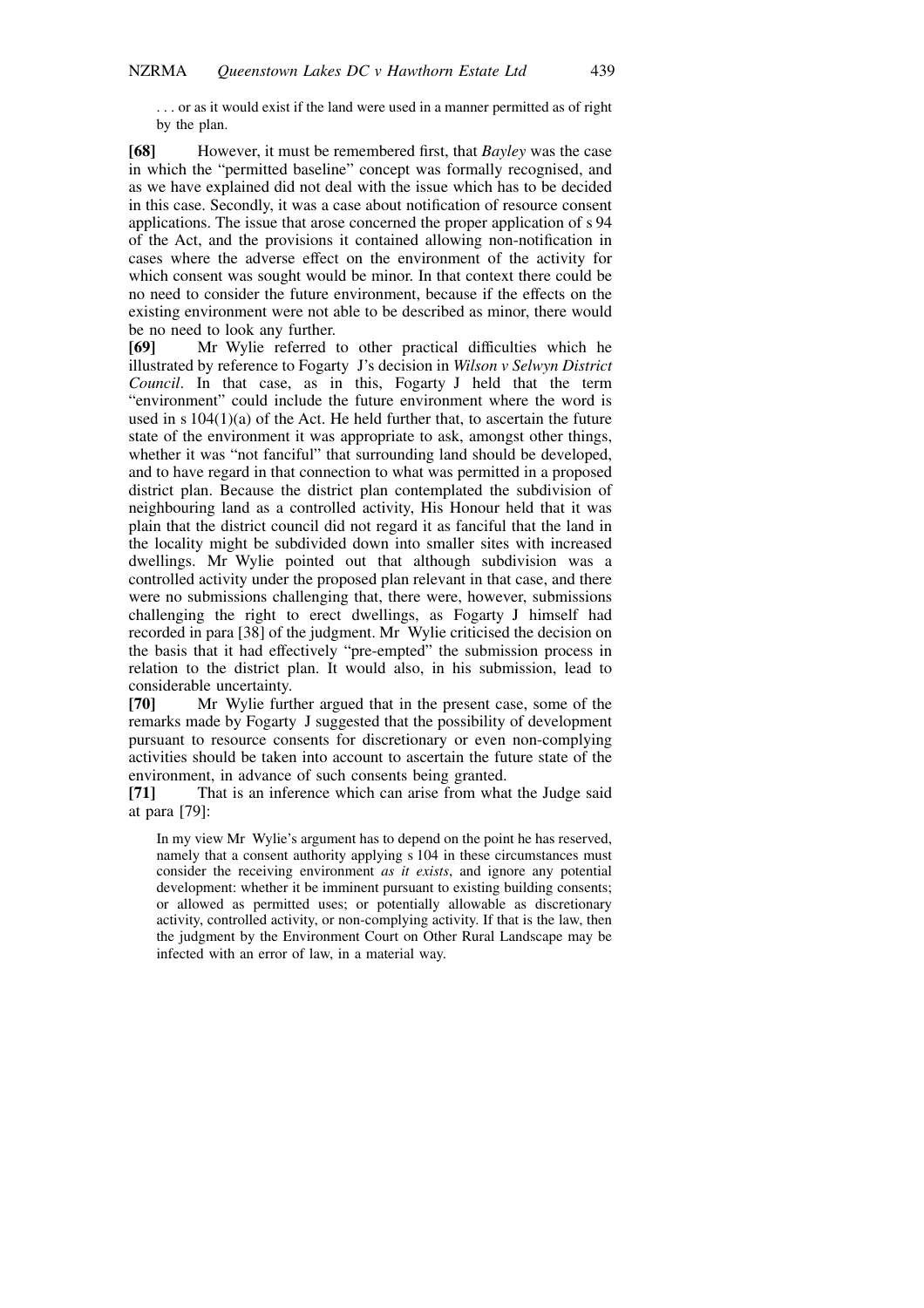> . . . or as it would exist if the land were used in a manner permitted as of right by the plan.

**[68]** However, it must be remembered first, that *Bayley* was the case in which the "permitted baseline" concept was formally recognised, and as we have explained did not deal with the issue which has to be decided in this case. Secondly, it was a case about notification of resource consent applications. The issue that arose concerned the proper application of s 94 of the Act, and the provisions it contained allowing non-notification in cases where the adverse effect on the environment of the activity for which consent was sought would be minor. In that context there could be no need to consider the future environment, because if the effects on the existing environment were not able to be described as minor, there would be no need to look any further.

**[69]** Mr Wylie referred to other practical difficulties which he illustrated by reference to Fogarty J's decision in *Wilson v Selwyn District Council*. In that case, as in this, Fogarty J held that the term "environment" could include the future environment where the word is used in s 104(1)(a) of the Act. He held further that, to ascertain the future state of the environment it was appropriate to ask, amongst other things, whether it was "not fanciful" that surrounding land should be developed, and to have regard in that connection to what was permitted in a proposed district plan. Because the district plan contemplated the subdivision of neighbouring land as a controlled activity, His Honour held that it was plain that the district council did not regard it as fanciful that the land in the locality might be subdivided down into smaller sites with increased dwellings. Mr Wylie pointed out that although subdivision was a controlled activity under the proposed plan relevant in that case, and there were no submissions challenging that, there were, however, submissions challenging the right to erect dwellings, as Fogarty J himself had recorded in para [38] of the judgment. Mr Wylie criticised the decision on the basis that it had effectively "pre-empted" the submission process in relation to the district plan. It would also, in his submission, lead to considerable uncertainty.

**[70]** Mr Wylie further argued that in the present case, some of the remarks made by Fogarty J suggested that the possibility of development pursuant to resource consents for discretionary or even non-complying activities should be taken into account to ascertain the future state of the environment, in advance of such consents being granted.

**[71]** That is an inference which can arise from what the Judge said at para [79]:

> In my view Mr Wylie's argument has to depend on the point he has reserved, namely that a consent authority applying s 104 in these circumstances must consider the receiving environment *as it exists*, and ignore any potential development: whether it be imminent pursuant to existing building consents; or allowed as permitted uses; or potentially allowable as discretionary activity, controlled activity, or non-complying activity. If that is the law, then the judgment by the Environment Court on Other Rural Landscape may be infected with an error of law, in a material way.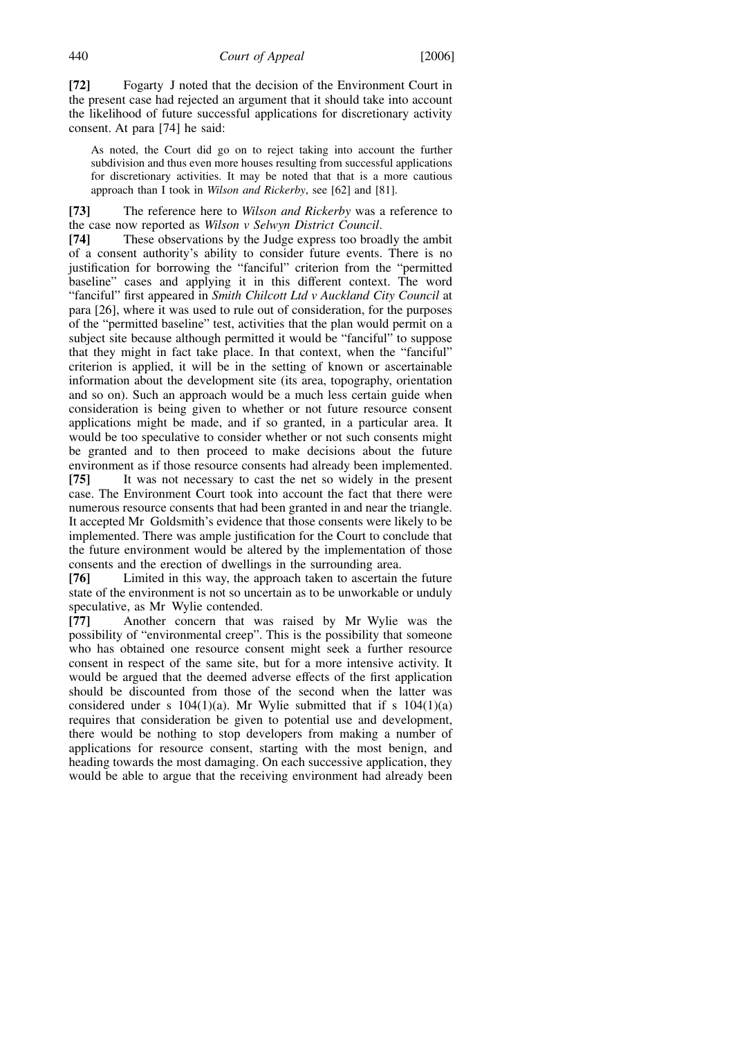**[72]** Fogarty J noted that the decision of the Environment Court in the present case had rejected an argument that it should take into account the likelihood of future successful applications for discretionary activity consent. At para [74] he said:

> As noted, the Court did go on to reject taking into account the further subdivision and thus even more houses resulting from successful applications for discretionary activities. It may be noted that that is a more cautious approach than I took in *Wilson and Rickerby*, see [62] and [81].

**[73]** The reference here to *Wilson and Rickerby* was a reference to the case now reported as *Wilson v Selwyn District Council*.

**[74]** These observations by the Judge express too broadly the ambit of a consent authority's ability to consider future events. There is no justification for borrowing the "fanciful" criterion from the "permitted baseline" cases and applying it in this different context. The word "fanciful" first appeared in *Smith Chilcott Ltd v Auckland City Council* at para [26], where it was used to rule out of consideration, for the purposes of the "permitted baseline" test, activities that the plan would permit on a subject site because although permitted it would be "fanciful" to suppose that they might in fact take place. In that context, when the "fanciful" criterion is applied, it will be in the setting of known or ascertainable information about the development site (its area, topography, orientation and so on). Such an approach would be a much less certain guide when consideration is being given to whether or not future resource consent applications might be made, and if so granted, in a particular area. It would be too speculative to consider whether or not such consents might be granted and to then proceed to make decisions about the future environment as if those resource consents had already been implemented.

**[75]** It was not necessary to cast the net so widely in the present case. The Environment Court took into account the fact that there were numerous resource consents that had been granted in and near the triangle. It accepted Mr Goldsmith's evidence that those consents were likely to be implemented. There was ample justification for the Court to conclude that the future environment would be altered by the implementation of those consents and the erection of dwellings in the surrounding area.

**[76]** Limited in this way, the approach taken to ascertain the future state of the environment is not so uncertain as to be unworkable or unduly speculative, as Mr Wylie contended.

**[77]** Another concern that was raised by Mr Wylie was the possibility of "environmental creep". This is the possibility that someone who has obtained one resource consent might seek a further resource consent in respect of the same site, but for a more intensive activity. It would be argued that the deemed adverse effects of the first application should be discounted from those of the second when the latter was considered under s 104(1)(a). Mr Wylie submitted that if s 104(1)(a) requires that consideration be given to potential use and development, there would be nothing to stop developers from making a number of applications for resource consent, starting with the most benign, and heading towards the most damaging. On each successive application, they would be able to argue that the receiving environment had already been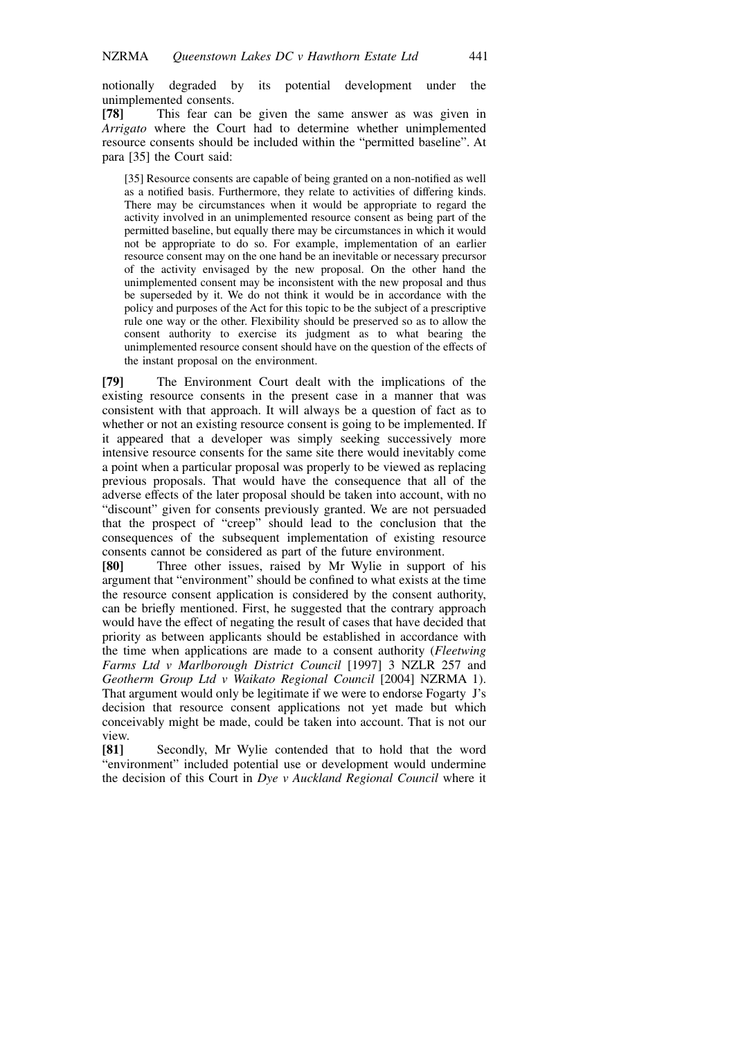notionally degraded by its potential development under the unimplemented consents.

**[78]** This fear can be given the same answer as was given in *Arrigato* where the Court had to determine whether unimplemented resource consents should be included within the "permitted baseline". At para [35] the Court said:

> [35] Resource consents are capable of being granted on a non-notified as well as a notified basis. Furthermore, they relate to activities of differing kinds. There may be circumstances when it would be appropriate to regard the activity involved in an unimplemented resource consent as being part of the permitted baseline, but equally there may be circumstances in which it would not be appropriate to do so. For example, implementation of an earlier resource consent may on the one hand be an inevitable or necessary precursor of the activity envisaged by the new proposal. On the other hand the unimplemented consent may be inconsistent with the new proposal and thus be superseded by it. We do not think it would be in accordance with the policy and purposes of the Act for this topic to be the subject of a prescriptive rule one way or the other. Flexibility should be preserved so as to allow the consent authority to exercise its judgment as to what bearing the unimplemented resource consent should have on the question of the effects of the instant proposal on the environment.

**[79]** The Environment Court dealt with the implications of the existing resource consents in the present case in a manner that was consistent with that approach. It will always be a question of fact as to whether or not an existing resource consent is going to be implemented. If it appeared that a developer was simply seeking successively more intensive resource consents for the same site there would inevitably come a point when a particular proposal was properly to be viewed as replacing previous proposals. That would have the consequence that all of the adverse effects of the later proposal should be taken into account, with no "discount" given for consents previously granted. We are not persuaded that the prospect of "creep" should lead to the conclusion that the consequences of the subsequent implementation of existing resource consents cannot be considered as part of the future environment.

**[80]** Three other issues, raised by Mr Wylie in support of his argument that "environment" should be confined to what exists at the time the resource consent application is considered by the consent authority, can be briefly mentioned. First, he suggested that the contrary approach would have the effect of negating the result of cases that have decided that priority as between applicants should be established in accordance with the time when applications are made to a consent authority (*Fleetwing Farms Ltd v Marlborough District Council* [1997] 3 NZLR 257 and *Geotherm Group Ltd v Waikato Regional Council* [2004] NZRMA 1). That argument would only be legitimate if we were to endorse Fogarty J's decision that resource consent applications not yet made but which conceivably might be made, could be taken into account. That is not our view.

**[81]** Secondly, Mr Wylie contended that to hold that the word "environment" included potential use or development would undermine the decision of this Court in *Dye v Auckland Regional Council* where it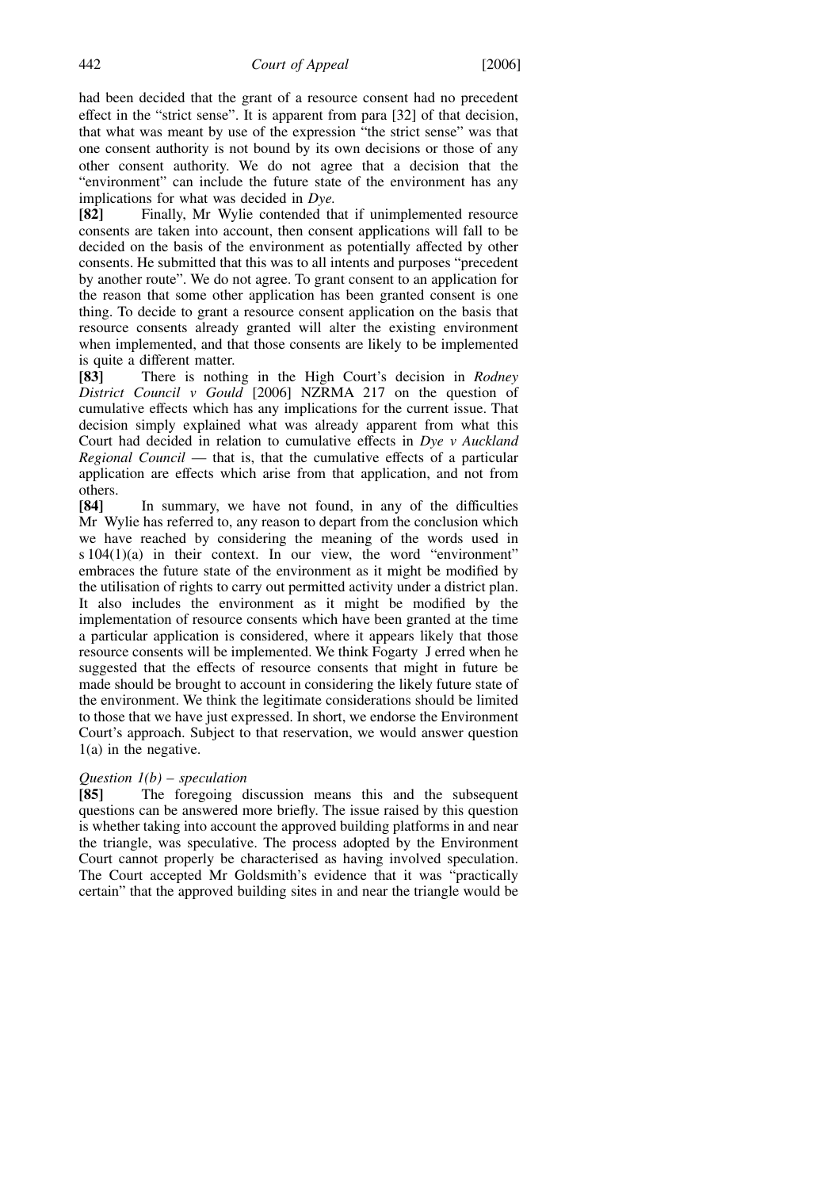had been decided that the grant of a resource consent had no precedent effect in the "strict sense". It is apparent from para [32] of that decision, that what was meant by use of the expression "the strict sense" was that one consent authority is not bound by its own decisions or those of any other consent authority. We do not agree that a decision that the "environment" can include the future state of the environment has any implications for what was decided in *Dye*.

**[82]** Finally, Mr Wylie contended that if unimplemented resource consents are taken into account, then consent applications will fall to be decided on the basis of the environment as potentially affected by other consents. He submitted that this was to all intents and purposes "precedent by another route". We do not agree. To grant consent to an application for the reason that some other application has been granted consent is one thing. To decide to grant a resource consent application on the basis that resource consents already granted will alter the existing environment when implemented, and that those consents are likely to be implemented is quite a different matter.

**[83]** There is nothing in the High Court's decision in *Rodney District Council v Gould* [2006] NZRMA 217 on the question of cumulative effects which has any implications for the current issue. That decision simply explained what was already apparent from what this Court had decided in relation to cumulative effects in *Dye v Auckland Regional Council* — that is, that the cumulative effects of a particular application are effects which arise from that application, and not from others.

**[84]** In summary, we have not found, in any of the difficulties Mr Wylie has referred to, any reason to depart from the conclusion which we have reached by considering the meaning of the words used in s 104(1)(a) in their context. In our view, the word "environment" embraces the future state of the environment as it might be modified by the utilisation of rights to carry out permitted activity under a district plan. It also includes the environment as it might be modified by the implementation of resource consents which have been granted at the time a particular application is considered, where it appears likely that those resource consents will be implemented. We think Fogarty J erred when he suggested that the effects of resource consents that might in future be made should be brought to account in considering the likely future state of the environment. We think the legitimate considerations should be limited to those that we have just expressed. In short, we endorse the Environment Court's approach. Subject to that reservation, we would answer question 1(a) in the negative.

*Question 1(b) – speculation*

**[85]** The foregoing discussion means this and the subsequent questions can be answered more briefly. The issue raised by this question is whether taking into account the approved building platforms in and near the triangle, was speculative. The process adopted by the Environment Court cannot properly be characterised as having involved speculation. The Court accepted Mr Goldsmith's evidence that it was "practically certain" that the approved building sites in and near the triangle would be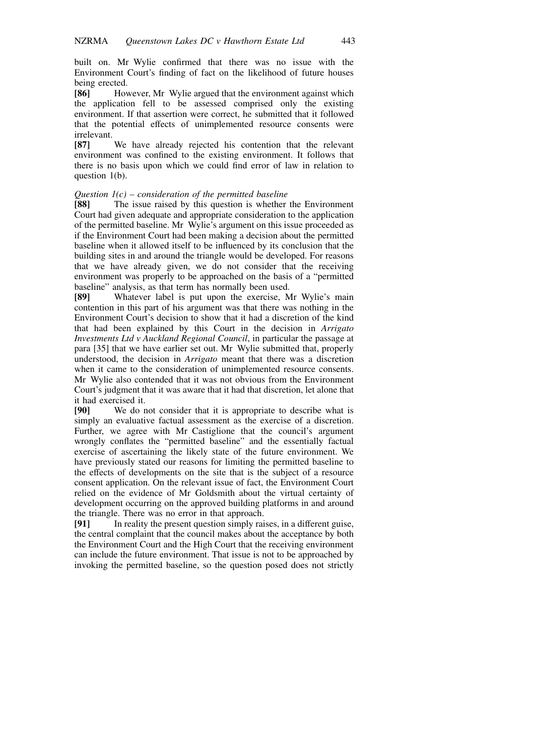built on. Mr Wylie confirmed that there was no issue with the Environment Court's finding of fact on the likelihood of future houses being erected.

**[86]** However, Mr Wylie argued that the environment against which the application fell to be assessed comprised only the existing environment. If that assertion were correct, he submitted that it followed that the potential effects of unimplemented resource consents were irrelevant.

**[87]** We have already rejected his contention that the relevant environment was confined to the existing environment. It follows that there is no basis upon which we could find error of law in relation to question 1(b).

*Question 1(c) – consideration of the permitted baseline*

**[88]** The issue raised by this question is whether the Environment Court had given adequate and appropriate consideration to the application of the permitted baseline. Mr Wylie's argument on this issue proceeded as if the Environment Court had been making a decision about the permitted baseline when it allowed itself to be influenced by its conclusion that the building sites in and around the triangle would be developed. For reasons that we have already given, we do not consider that the receiving environment was properly to be approached on the basis of a "permitted baseline" analysis, as that term has normally been used.

**[89]** Whatever label is put upon the exercise, Mr Wylie's main contention in this part of his argument was that there was nothing in the Environment Court's decision to show that it had a discretion of the kind that had been explained by this Court in the decision in *Arrigato Investments Ltd v Auckland Regional Council*, in particular the passage at para [35] that we have earlier set out. Mr Wylie submitted that, properly understood, the decision in *Arrigato* meant that there was a discretion when it came to the consideration of unimplemented resource consents. Mr Wylie also contended that it was not obvious from the Environment Court's judgment that it was aware that it had that discretion, let alone that it had exercised it.

**[90]** We do not consider that it is appropriate to describe what is simply an evaluative factual assessment as the exercise of a discretion. Further, we agree with Mr Castiglione that the council's argument wrongly conflates the "permitted baseline" and the essentially factual exercise of ascertaining the likely state of the future environment. We have previously stated our reasons for limiting the permitted baseline to the effects of developments on the site that is the subject of a resource consent application. On the relevant issue of fact, the Environment Court relied on the evidence of Mr Goldsmith about the virtual certainty of development occurring on the approved building platforms in and around the triangle. There was no error in that approach.

**[91]** In reality the present question simply raises, in a different guise, the central complaint that the council makes about the acceptance by both the Environment Court and the High Court that the receiving environment can include the future environment. That issue is not to be approached by invoking the permitted baseline, so the question posed does not strictly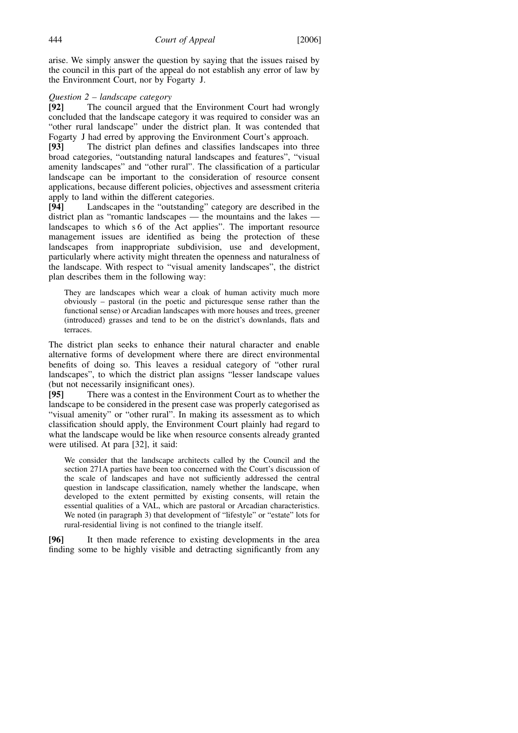arise. We simply answer the question by saying that the issues raised by the council in this part of the appeal do not establish any error of law by the Environment Court, nor by Fogarty J.

*Question 2 – landscape category*

**[92]** The council argued that the Environment Court had wrongly concluded that the landscape category it was required to consider was an "other rural landscape" under the district plan. It was contended that Fogarty J had erred by approving the Environment Court's approach.

**[93]** The district plan defines and classifies landscapes into three broad categories, "outstanding natural landscapes and features", "visual amenity landscapes" and "other rural". The classification of a particular landscape can be important to the consideration of resource consent applications, because different policies, objectives and assessment criteria apply to land within the different categories.

**[94]** Landscapes in the "outstanding" category are described in the district plan as "romantic landscapes — the mountains and the lakes — landscapes to which s 6 of the Act applies". The important resource management issues are identified as being the protection of these landscapes from inappropriate subdivision, use and development, particularly where activity might threaten the openness and naturalness of the landscape. With respect to "visual amenity landscapes", the district plan describes them in the following way:

> They are landscapes which wear a cloak of human activity much more obviously – pastoral (in the poetic and picturesque sense rather than the functional sense) or Arcadian landscapes with more houses and trees, greener (introduced) grasses and tend to be on the district's downlands, flats and terraces.

The district plan seeks to enhance their natural character and enable alternative forms of development where there are direct environmental benefits of doing so. This leaves a residual category of "other rural landscapes", to which the district plan assigns "lesser landscape values (but not necessarily insignificant ones).

**[95]** There was a contest in the Environment Court as to whether the landscape to be considered in the present case was properly categorised as "visual amenity" or "other rural". In making its assessment as to which classification should apply, the Environment Court plainly had regard to what the landscape would be like when resource consents already granted were utilised. At para [32], it said:

> We consider that the landscape architects called by the Council and the section 271A parties have been too concerned with the Court's discussion of the scale of landscapes and have not sufficiently addressed the central question in landscape classification, namely whether the landscape, when developed to the extent permitted by existing consents, will retain the essential qualities of a VAL, which are pastoral or Arcadian characteristics. We noted (in paragraph 3) that development of "lifestyle" or "estate" lots for rural-residential living is not confined to the triangle itself.

**[96]** It then made reference to existing developments in the area finding some to be highly visible and detracting significantly from any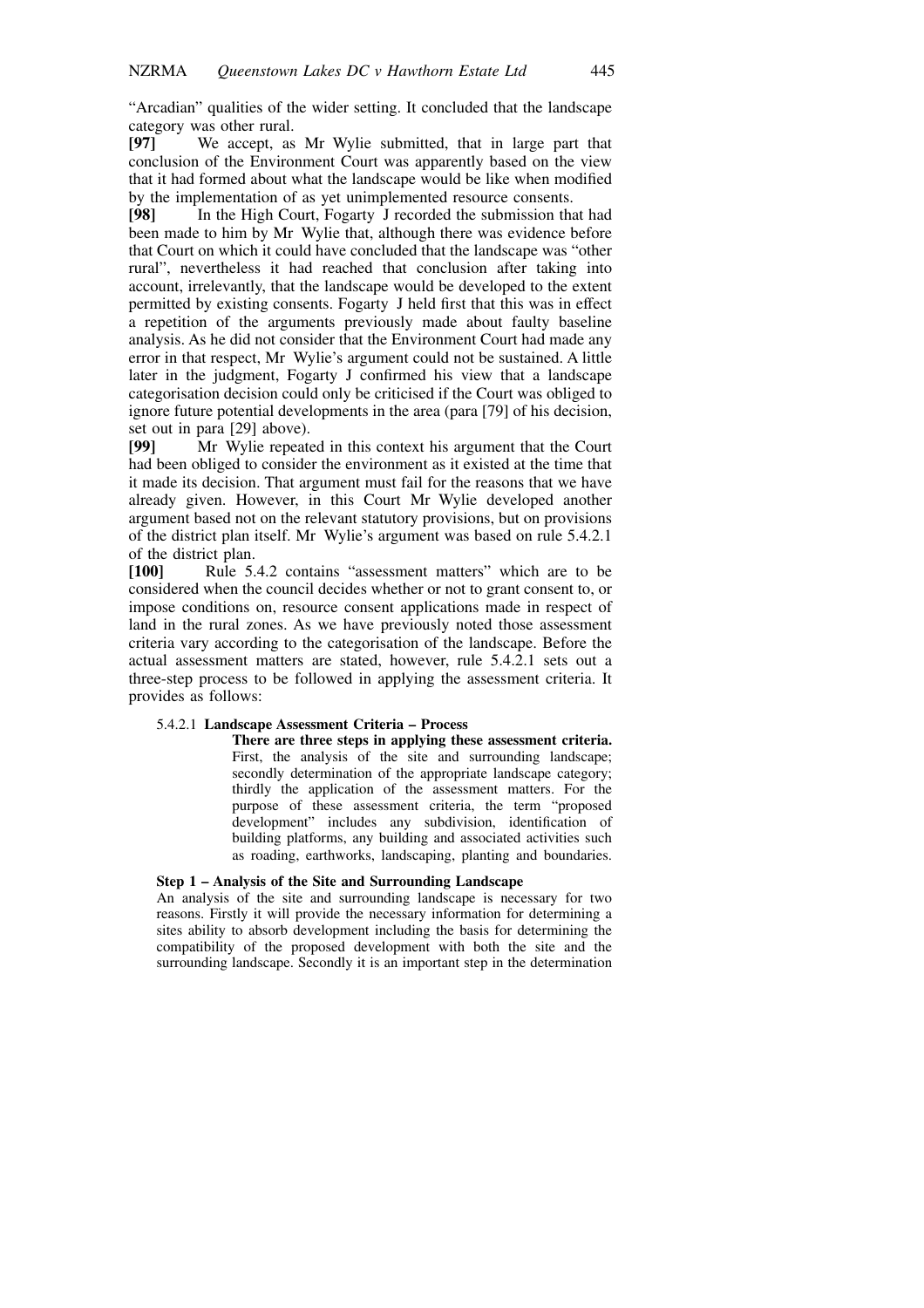"Arcadian" qualities of the wider setting. It concluded that the landscape category was other rural.

**[97]** We accept, as Mr Wylie submitted, that in large part that conclusion of the Environment Court was apparently based on the view that it had formed about what the landscape would be like when modified by the implementation of as yet unimplemented resource consents.

**[98]** In the High Court, Fogarty J recorded the submission that had been made to him by Mr Wylie that, although there was evidence before that Court on which it could have concluded that the landscape was "other rural", nevertheless it had reached that conclusion after taking into account, irrelevantly, that the landscape would be developed to the extent permitted by existing consents. Fogarty J held first that this was in effect a repetition of the arguments previously made about faulty baseline analysis. As he did not consider that the Environment Court had made any error in that respect, Mr Wylie's argument could not be sustained. A little later in the judgment, Fogarty J confirmed his view that a landscape categorisation decision could only be criticised if the Court was obliged to ignore future potential developments in the area (para [79] of his decision, set out in para [29] above).

**[99]** Mr Wylie repeated in this context his argument that the Court had been obliged to consider the environment as it existed at the time that it made its decision. That argument must fail for the reasons that we have already given. However, in this Court Mr Wylie developed another argument based not on the relevant statutory provisions, but on provisions of the district plan itself. Mr Wylie's argument was based on rule 5.4.2.1 of the district plan.

**[100]** Rule 5.4.2 contains "assessment matters" which are to be considered when the council decides whether or not to grant consent to, or impose conditions on, resource consent applications made in respect of land in the rural zones. As we have previously noted those assessment criteria vary according to the categorisation of the landscape. Before the actual assessment matters are stated, however, rule 5.4.2.1 sets out a three-step process to be followed in applying the assessment criteria. It provides as follows:

> 5.4.2.1 **Landscape Assessment Criteria – Process**
>
> **There are three steps in applying these assessment criteria.** First, the analysis of the site and surrounding landscape; secondly determination of the appropriate landscape category; thirdly the application of the assessment matters. For the purpose of these assessment criteria, the term "proposed development" includes any subdivision, identification of building platforms, any building and associated activities such as roading, earthworks, landscaping, planting and boundaries.

**Step 1 – Analysis of the Site and Surrounding Landscape**

An analysis of the site and surrounding landscape is necessary for two reasons. Firstly it will provide the necessary information for determining a sites ability to absorb development including the basis for determining the compatibility of the proposed development with both the site and the surrounding landscape. Secondly it is an important step in the determination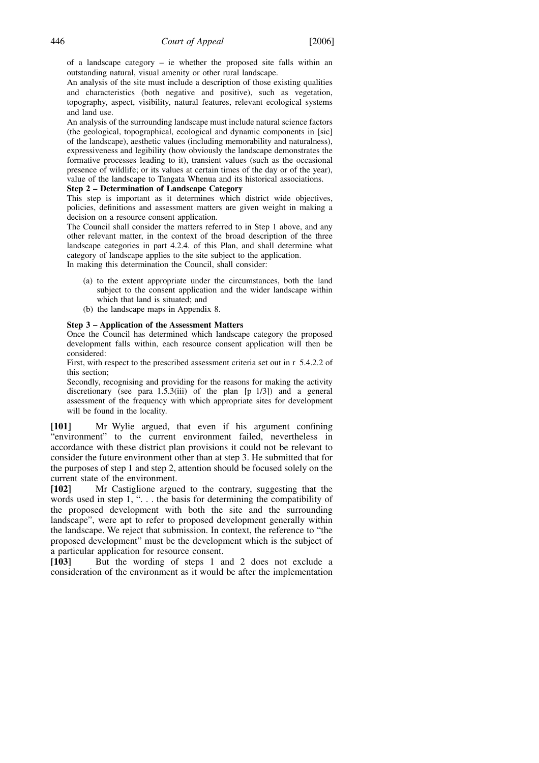of a landscape category – ie whether the proposed site falls within an outstanding natural, visual amenity or other rural landscape.

An analysis of the site must include a description of those existing qualities and characteristics (both negative and positive), such as vegetation, topography, aspect, visibility, natural features, relevant ecological systems and land use.

An analysis of the surrounding landscape must include natural science factors (the geological, topographical, ecological and dynamic components in [sic] of the landscape), aesthetic values (including memorability and naturalness), expressiveness and legibility (how obviously the landscape demonstrates the formative processes leading to it), transient values (such as the occasional presence of wildlife; or its values at certain times of the day or of the year), value of the landscape to Tangata Whenua and its historical associations.

**Step 2 – Determination of Landscape Category**

This step is important as it determines which district wide objectives, policies, definitions and assessment matters are given weight in making a decision on a resource consent application.

The Council shall consider the matters referred to in Step 1 above, and any other relevant matter, in the context of the broad description of the three landscape categories in part 4.2.4. of this Plan, and shall determine what category of landscape applies to the site subject to the application.

In making this determination the Council, shall consider:

(a) to the extent appropriate under the circumstances, both the land subject to the consent application and the wider landscape within which that land is situated; and

(b) the landscape maps in Appendix 8.

**Step 3 – Application of the Assessment Matters**

Once the Council has determined which landscape category the proposed development falls within, each resource consent application will then be considered:

First, with respect to the prescribed assessment criteria set out in r 5.4.2.2 of this section;

Secondly, recognising and providing for the reasons for making the activity discretionary (see para 1.5.3(iii) of the plan [p 1/3]) and a general assessment of the frequency with which appropriate sites for development will be found in the locality.

**[101]** Mr Wylie argued, that even if his argument confining "environment" to the current environment failed, nevertheless in accordance with these district plan provisions it could not be relevant to consider the future environment other than at step 3. He submitted that for the purposes of step 1 and step 2, attention should be focused solely on the current state of the environment.

**[102]** Mr Castiglione argued to the contrary, suggesting that the words used in step 1, ". . . the basis for determining the compatibility of the proposed development with both the site and the surrounding landscape", were apt to refer to proposed development generally within the landscape. We reject that submission. In context, the reference to "the proposed development" must be the development which is the subject of a particular application for resource consent.

**[103]** But the wording of steps 1 and 2 does not exclude a consideration of the environment as it would be after the implementation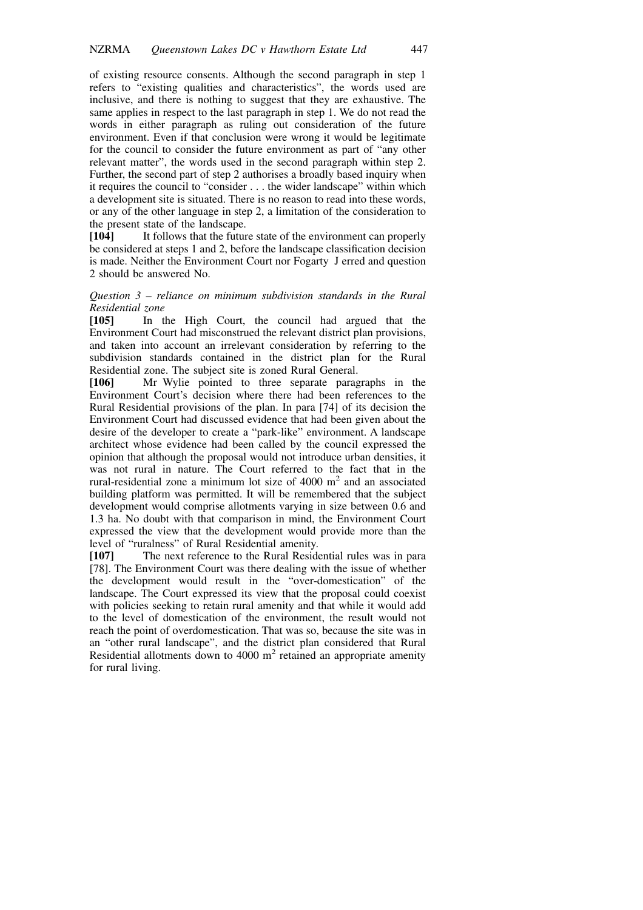of existing resource consents. Although the second paragraph in step 1 refers to "existing qualities and characteristics", the words used are inclusive, and there is nothing to suggest that they are exhaustive. The same applies in respect to the last paragraph in step 1. We do not read the words in either paragraph as ruling out consideration of the future environment. Even if that conclusion were wrong it would be legitimate for the council to consider the future environment as part of "any other relevant matter", the words used in the second paragraph within step 2. Further, the second part of step 2 authorises a broadly based inquiry when it requires the council to "consider . . . the wider landscape" within which a development site is situated. There is no reason to read into these words, or any of the other language in step 2, a limitation of the consideration to the present state of the landscape.

**[104]** It follows that the future state of the environment can properly be considered at steps 1 and 2, before the landscape classification decision is made. Neither the Environment Court nor Fogarty J erred and question 2 should be answered No.

*Question 3 – reliance on minimum subdivision standards in the Rural Residential zone*

**[105]** In the High Court, the council had argued that the Environment Court had misconstrued the relevant district plan provisions, and taken into account an irrelevant consideration by referring to the subdivision standards contained in the district plan for the Rural Residential zone. The subject site is zoned Rural General.

**[106]** Mr Wylie pointed to three separate paragraphs in the Environment Court's decision where there had been references to the Rural Residential provisions of the plan. In para [74] of its decision the Environment Court had discussed evidence that had been given about the desire of the developer to create a "park-like" environment. A landscape architect whose evidence had been called by the council expressed the opinion that although the proposal would not introduce urban densities, it was not rural in nature. The Court referred to the fact that in the rural-residential zone a minimum lot size of 4000 m$^2$ and an associated building platform was permitted. It will be remembered that the subject development would comprise allotments varying in size between 0.6 and 1.3 ha. No doubt with that comparison in mind, the Environment Court expressed the view that the development would provide more than the level of "ruralness" of Rural Residential amenity.

**[107]** The next reference to the Rural Residential rules was in para [78]. The Environment Court was there dealing with the issue of whether the development would result in the "over-domestication" of the landscape. The Court expressed its view that the proposal could coexist with policies seeking to retain rural amenity and that while it would add to the level of domestication of the environment, the result would not reach the point of overdomestication. That was so, because the site was in an "other rural landscape", and the district plan considered that Rural Residential allotments down to 4000 m$^2$ retained an appropriate amenity for rural living.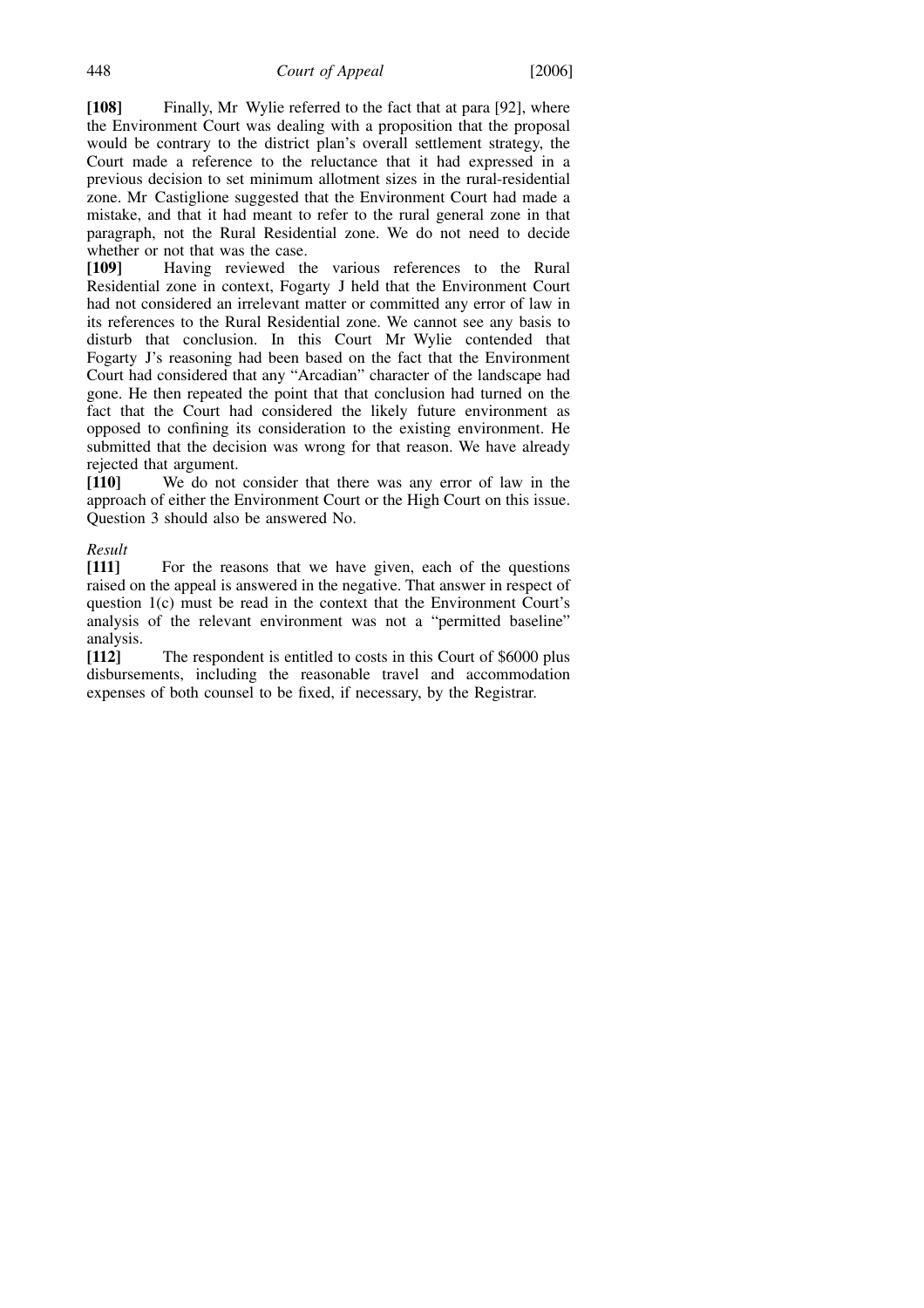**[108]** Finally, Mr Wylie referred to the fact that at para [92], where the Environment Court was dealing with a proposition that the proposal would be contrary to the district plan's overall settlement strategy, the Court made a reference to the reluctance that it had expressed in a previous decision to set minimum allotment sizes in the rural-residential zone. Mr Castiglione suggested that the Environment Court had made a mistake, and that it had meant to refer to the rural general zone in that paragraph, not the Rural Residential zone. We do not need to decide whether or not that was the case.

**[109]** Having reviewed the various references to the Rural Residential zone in context, Fogarty J held that the Environment Court had not considered an irrelevant matter or committed any error of law in its references to the Rural Residential zone. We cannot see any basis to disturb that conclusion. In this Court Mr Wylie contended that Fogarty J's reasoning had been based on the fact that the Environment Court had considered that any "Arcadian" character of the landscape had gone. He then repeated the point that that conclusion had turned on the fact that the Court had considered the likely future environment as opposed to confining its consideration to the existing environment. He submitted that the decision was wrong for that reason. We have already rejected that argument.

**[110]** We do not consider that there was any error of law in the approach of either the Environment Court or the High Court on this issue. Question 3 should also be answered No.

*Result*

**[111]** For the reasons that we have given, each of the questions raised on the appeal is answered in the negative. That answer in respect of question 1(c) must be read in the context that the Environment Court's analysis of the relevant environment was not a "permitted baseline" analysis.

**[112]** The respondent is entitled to costs in this Court of $6000 plus disbursements, including the reasonable travel and accommodation expenses of both counsel to be fixed, if necessary, by the Registrar.